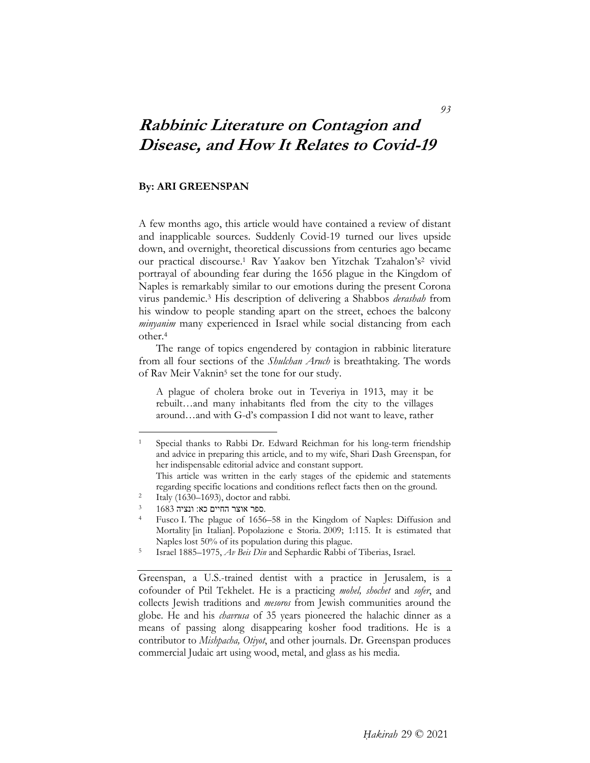# Rabbinic Literature on Contagion and Disease, and How It Relates to Covid-19

**By: ARI GREENSPAN**

A few months ago, this article would have contained a review of distant and inapplicable sources. Suddenly Covid-19 turned our lives upside down, and overnight, theoretical discussions from centuries ago became our practical discourse.[1] Rav Yaakov ben Yitzchak Tzahalon's[2] vivid portrayal of abounding fear during the 1656 plague in the Kingdom of Naples is remarkably similar to our emotions during the present Corona virus pandemic.[3] His description of delivering a Shabbos *derashah* from his window to people standing apart on the street, echoes the balcony *minyanim* many experienced in Israel while social distancing from each other.[4]

The range of topics engendered by contagion in rabbinic literature from all four sections of the *Shulchan Aruch* is breathtaking. The words of Rav Meir Vaknin[5] set the tone for our study.

> A plague of cholera broke out in Teveriya in 1913, may it be rebuilt…and many inhabitants fled from the city to the villages around…and with G-d's compassion I did not want to leave, rather

---

[1] Special thanks to Rabbi Dr. Edward Reichman for his long-term friendship and advice in preparing this article, and to my wife, Shari Dash Greenspan, for her indispensable editorial advice and constant support.
This article was written in the early stages of the epidemic and statements regarding specific locations and conditions reflect facts then on the ground.

[2] Italy (1630–1693), doctor and rabbi.

[3] ספר אוצר החיים כא: ונציה 1683.

[4] Fusco I. The plague of 1656–58 in the Kingdom of Naples: Diffusion and Mortality [in Italian]. Popolazione e Storia. 2009; 1:115. It is estimated that Naples lost 50% of its population during this plague.

[5] Israel 1885–1975, *Av Beis Din* and Sephardic Rabbi of Tiberias, Israel.

---

Greenspan, a U.S.-trained dentist with a practice in Jerusalem, is a cofounder of Ptil Tekhelet. He is a practicing *mohel, shochet* and *sofer*, and collects Jewish traditions and *mesoros* from Jewish communities around the globe. He and his *chavrusa* of 35 years pioneered the halachic dinner as a means of passing along disappearing kosher food traditions. He is a contributor to *Mishpacha, Otiyot*, and other journals. Dr. Greenspan produces commercial Judaic art using wood, metal, and glass as his media.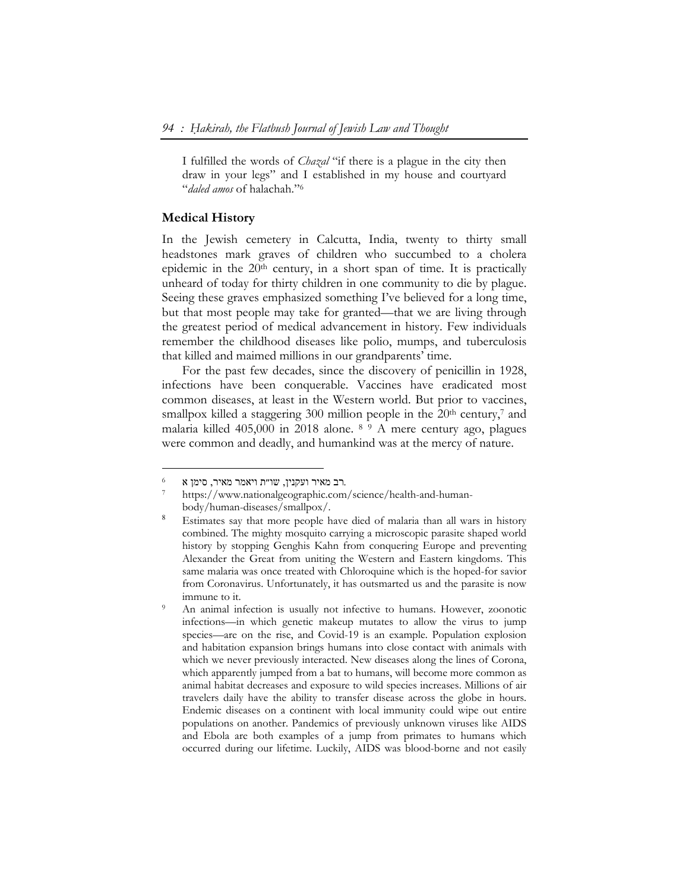I fulfilled the words of *Chazal* "if there is a plague in the city then draw in your legs" and I established in my house and courtyard "*daled amos* of halachah."[6]

## Medical History

In the Jewish cemetery in Calcutta, India, twenty to thirty small headstones mark graves of children who succumbed to a cholera epidemic in the 20th century, in a short span of time. It is practically unheard of today for thirty children in one community to die by plague. Seeing these graves emphasized something I've believed for a long time, but that most people may take for granted—that we are living through the greatest period of medical advancement in history. Few individuals remember the childhood diseases like polio, mumps, and tuberculosis that killed and maimed millions in our grandparents' time.

For the past few decades, since the discovery of penicillin in 1928, infections have been conquerable. Vaccines have eradicated most common diseases, at least in the Western world. But prior to vaccines, smallpox killed a staggering 300 million people in the 20th century,[7] and malaria killed 405,000 in 2018 alone. [8] [9] A mere century ago, plagues were common and deadly, and humankind was at the mercy of nature.

---

[6] רב מאיר ועקנין, שו"ת ויאמר מאיר, סימן א.

[7] https://www.nationalgeographic.com/science/health-and-human-body/human-diseases/smallpox/.

[8] Estimates say that more people have died of malaria than all wars in history combined. The mighty mosquito carrying a microscopic parasite shaped world history by stopping Genghis Kahn from conquering Europe and preventing Alexander the Great from uniting the Western and Eastern kingdoms. This same malaria was once treated with Chloroquine which is the hoped-for savior from Coronavirus. Unfortunately, it has outsmarted us and the parasite is now immune to it.

[9] An animal infection is usually not infective to humans. However, zoonotic infections—in which genetic makeup mutates to allow the virus to jump species—are on the rise, and Covid-19 is an example. Population explosion and habitation expansion brings humans into close contact with animals with which we never previously interacted. New diseases along the lines of Corona, which apparently jumped from a bat to humans, will become more common as animal habitat decreases and exposure to wild species increases. Millions of air travelers daily have the ability to transfer disease across the globe in hours. Endemic diseases on a continent with local immunity could wipe out entire populations on another. Pandemics of previously unknown viruses like AIDS and Ebola are both examples of a jump from primates to humans which occurred during our lifetime. Luckily, AIDS was blood-borne and not easily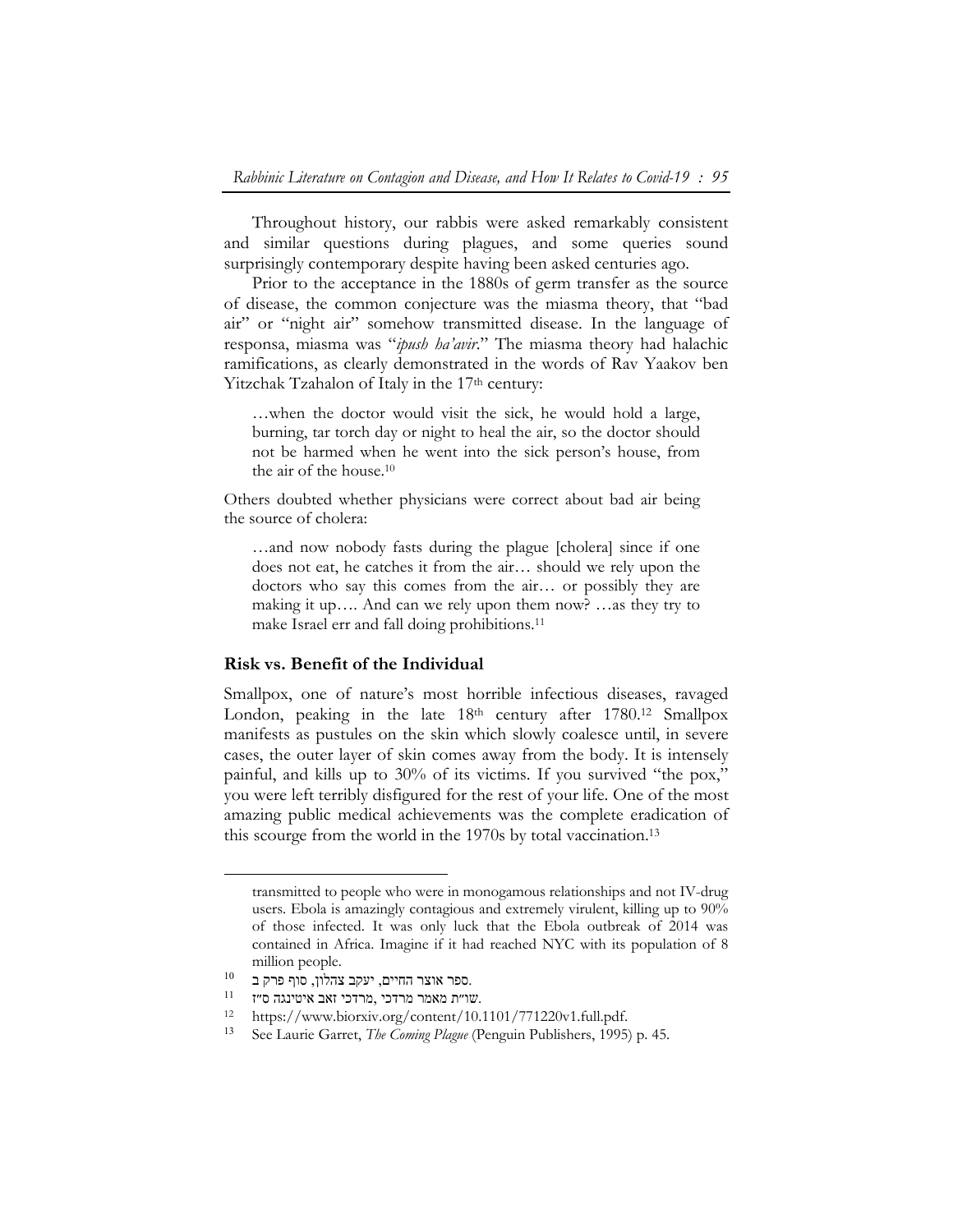Throughout history, our rabbis were asked remarkably consistent and similar questions during plagues, and some queries sound surprisingly contemporary despite having been asked centuries ago.

Prior to the acceptance in the 1880s of germ transfer as the source of disease, the common conjecture was the miasma theory, that "bad air" or "night air" somehow transmitted disease. In the language of responsa, miasma was "*ipush ha'avir*." The miasma theory had halachic ramifications, as clearly demonstrated in the words of Rav Yaakov ben Yitzchak Tzahalon of Italy in the 17th century:

> …when the doctor would visit the sick, he would hold a large, burning, tar torch day or night to heal the air, so the doctor should not be harmed when he went into the sick person's house, from the air of the house.[10]

Others doubted whether physicians were correct about bad air being the source of cholera:

> …and now nobody fasts during the plague [cholera] since if one does not eat, he catches it from the air… should we rely upon the doctors who say this comes from the air… or possibly they are making it up…. And can we rely upon them now? …as they try to make Israel err and fall doing prohibitions.[11]

### Risk vs. Benefit of the Individual

Smallpox, one of nature's most horrible infectious diseases, ravaged London, peaking in the late 18th century after 1780.[12] Smallpox manifests as pustules on the skin which slowly coalesce until, in severe cases, the outer layer of skin comes away from the body. It is intensely painful, and kills up to 30% of its victims. If you survived "the pox," you were left terribly disfigured for the rest of your life. One of the most amazing public medical achievements was the complete eradication of this scourge from the world in the 1970s by total vaccination.[13]

---

transmitted to people who were in monogamous relationships and not IV-drug users. Ebola is amazingly contagious and extremely virulent, killing up to 90% of those infected. It was only luck that the Ebola outbreak of 2014 was contained in Africa. Imagine if it had reached NYC with its population of 8 million people.

10 ספר אוצר החיים, יעקב צהלון, סוף פרק ב.

11 שו"ת מאמר מרדכי, מרדכי זאב איטינגה ס"ז.

12 https://www.biorxiv.org/content/10.1101/771220v1.full.pdf.

13 See Laurie Garret, *The Coming Plague* (Penguin Publishers, 1995) p. 45.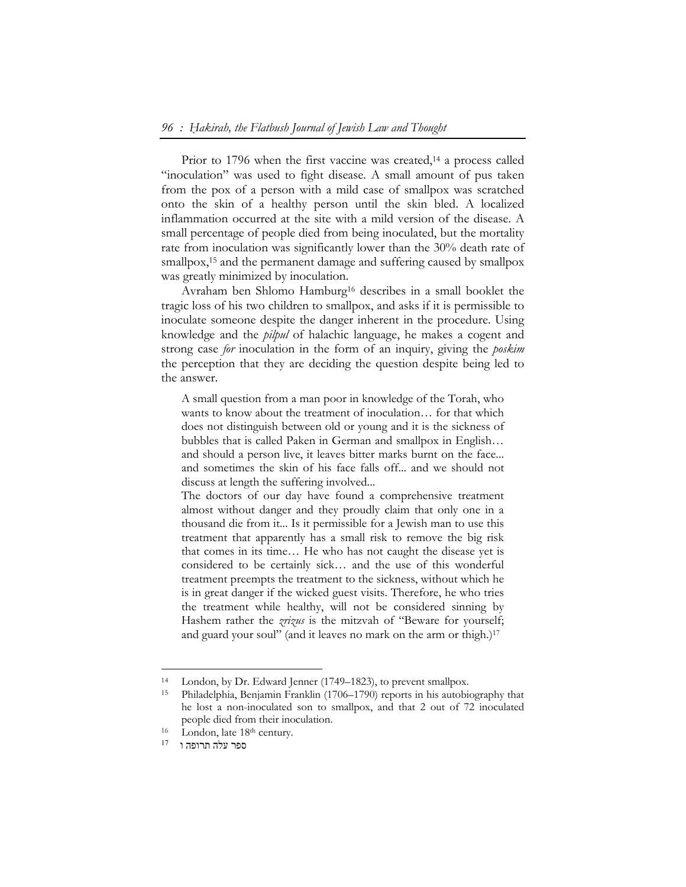Prior to 1796 when the first vaccine was created,[14] a process called "inoculation" was used to fight disease. A small amount of pus taken from the pox of a person with a mild case of smallpox was scratched onto the skin of a healthy person until the skin bled. A localized inflammation occurred at the site with a mild version of the disease. A small percentage of people died from being inoculated, but the mortality rate from inoculation was significantly lower than the 30% death rate of smallpox,[15] and the permanent damage and suffering caused by smallpox was greatly minimized by inoculation.

Avraham ben Shlomo Hamburg[16] describes in a small booklet the tragic loss of his two children to smallpox, and asks if it is permissible to inoculate someone despite the danger inherent in the procedure. Using knowledge and the *pilpul* of halachic language, he makes a cogent and strong case *for* inoculation in the form of an inquiry, giving the *poskim* the perception that they are deciding the question despite being led to the answer.

> A small question from a man poor in knowledge of the Torah, who wants to know about the treatment of inoculation… for that which does not distinguish between old or young and it is the sickness of bubbles that is called Paken in German and smallpox in English… and should a person live, it leaves bitter marks burnt on the face... and sometimes the skin of his face falls off... and we should not discuss at length the suffering involved...
>
> The doctors of our day have found a comprehensive treatment almost without danger and they proudly claim that only one in a thousand die from it... Is it permissible for a Jewish man to use this treatment that apparently has a small risk to remove the big risk that comes in its time… He who has not caught the disease yet is considered to be certainly sick… and the use of this wonderful treatment preempts the treatment to the sickness, without which he is in great danger if the wicked guest visits. Therefore, he who tries the treatment while healthy, will not be considered sinning by Hashem rather the *zrizus* is the mitzvah of "Beware for yourself; and guard your soul" (and it leaves no mark on the arm or thigh.)[17]

---

[14] London, by Dr. Edward Jenner (1749–1823), to prevent smallpox.

[15] Philadelphia, Benjamin Franklin (1706–1790) reports in his autobiography that he lost a non-inoculated son to smallpox, and that 2 out of 72 inoculated people died from their inoculation.

[16] London, late 18th century.

[17] ספר עלה תרופה ו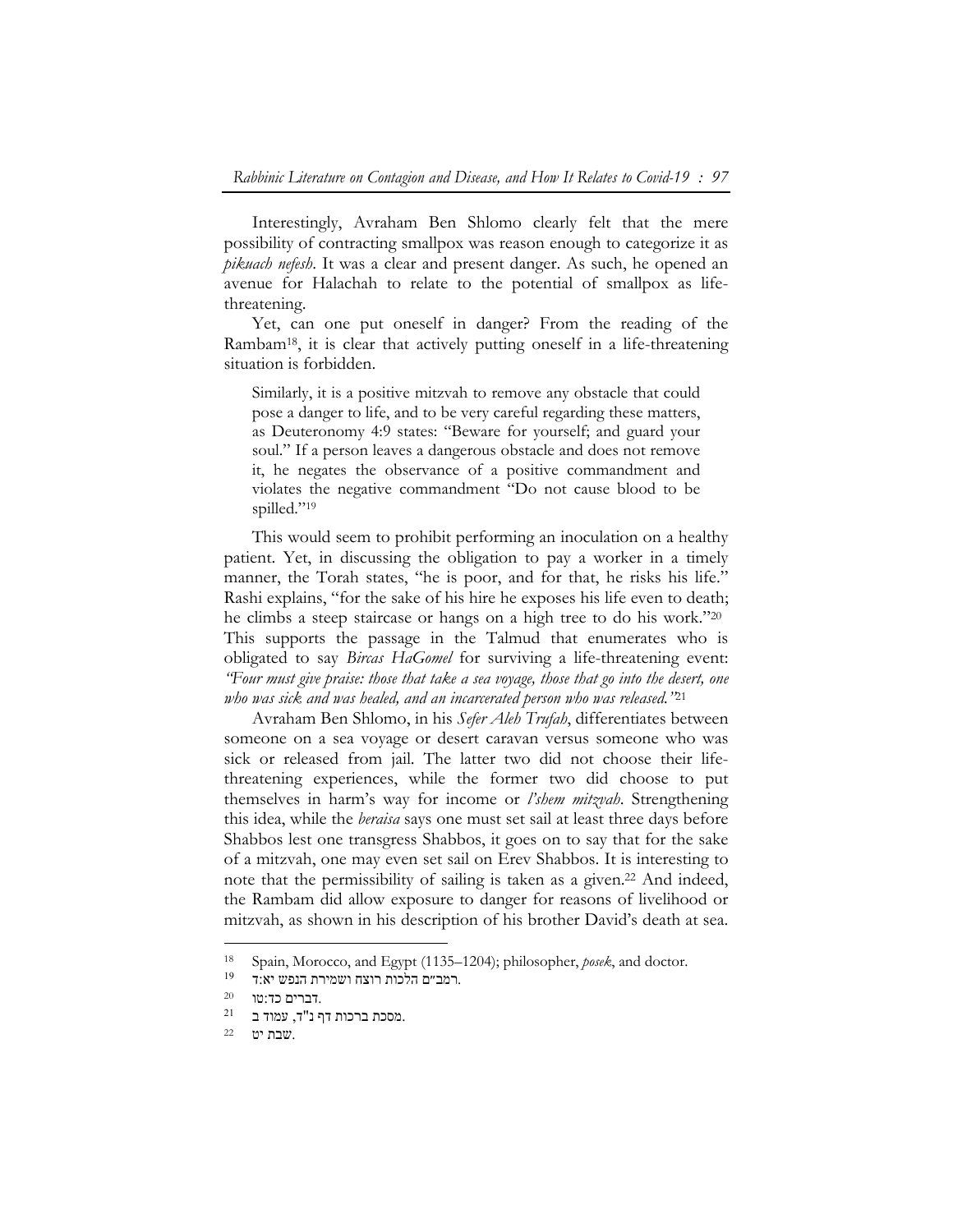Interestingly, Avraham Ben Shlomo clearly felt that the mere possibility of contracting smallpox was reason enough to categorize it as *pikuach nefesh*. It was a clear and present danger. As such, he opened an avenue for Halachah to relate to the potential of smallpox as life-threatening.

Yet, can one put oneself in danger? From the reading of the Rambam[18], it is clear that actively putting oneself in a life-threatening situation is forbidden.

> Similarly, it is a positive mitzvah to remove any obstacle that could pose a danger to life, and to be very careful regarding these matters, as Deuteronomy 4:9 states: "Beware for yourself; and guard your soul." If a person leaves a dangerous obstacle and does not remove it, he negates the observance of a positive commandment and violates the negative commandment "Do not cause blood to be spilled."[19]

This would seem to prohibit performing an inoculation on a healthy patient. Yet, in discussing the obligation to pay a worker in a timely manner, the Torah states, "he is poor, and for that, he risks his life." Rashi explains, "for the sake of his hire he exposes his life even to death; he climbs a steep staircase or hangs on a high tree to do his work."[20] This supports the passage in the Talmud that enumerates who is obligated to say *Bircas HaGomel* for surviving a life-threatening event: *"Four must give praise: those that take a sea voyage, those that go into the desert, one who was sick and was healed, and an incarcerated person who was released."*[21]

Avraham Ben Shlomo, in his *Sefer Aleh Trufah*, differentiates between someone on a sea voyage or desert caravan versus someone who was sick or released from jail. The latter two did not choose their life-threatening experiences, while the former two did choose to put themselves in harm's way for income or *l'shem mitzvah*. Strengthening this idea, while the *beraisa* says one must set sail at least three days before Shabbos lest one transgress Shabbos, it goes on to say that for the sake of a mitzvah, one may even set sail on Erev Shabbos. It is interesting to note that the permissibility of sailing is taken as a given.[22] And indeed, the Rambam did allow exposure to danger for reasons of livelihood or mitzvah, as shown in his description of his brother David's death at sea.

---

18 Spain, Morocco, and Egypt (1135–1204); philosopher, *posek*, and doctor.

19 .רמב״ם הלכות רוצח ושמירת הנפש יא:ד

20 .דברים כד:טו

21 .מסכת ברכות דף נ"ד, עמוד ב

22 .שבת יט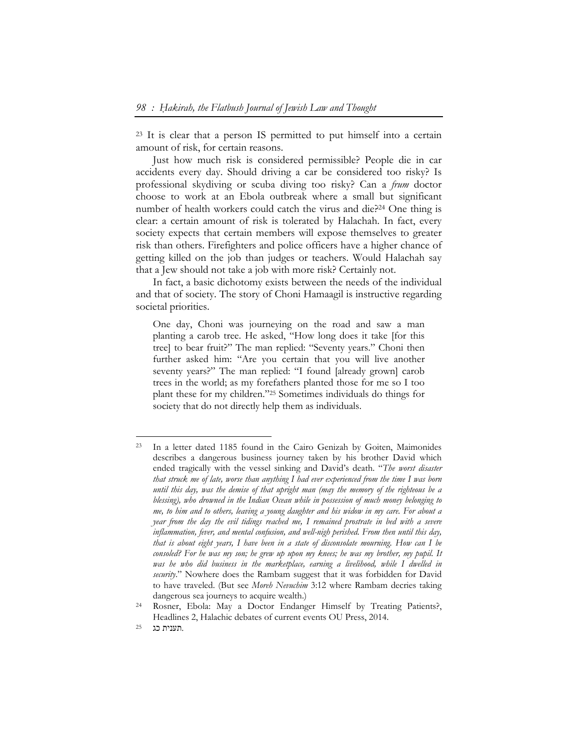[23] It is clear that a person IS permitted to put himself into a certain amount of risk, for certain reasons.

Just how much risk is considered permissible? People die in car accidents every day. Should driving a car be considered too risky? Is professional skydiving or scuba diving too risky? Can a *frum* doctor choose to work at an Ebola outbreak where a small but significant number of health workers could catch the virus and die?[24] One thing is clear: a certain amount of risk is tolerated by Halachah. In fact, every society expects that certain members will expose themselves to greater risk than others. Firefighters and police officers have a higher chance of getting killed on the job than judges or teachers. Would Halachah say that a Jew should not take a job with more risk? Certainly not.

In fact, a basic dichotomy exists between the needs of the individual and that of society. The story of Choni Hamaagil is instructive regarding societal priorities.

> One day, Choni was journeying on the road and saw a man planting a carob tree. He asked, "How long does it take [for this tree] to bear fruit?" The man replied: "Seventy years." Choni then further asked him: "Are you certain that you will live another seventy years?" The man replied: "I found [already grown] carob trees in the world; as my forefathers planted those for me so I too plant these for my children."[25] Sometimes individuals do things for society that do not directly help them as individuals.

---

[23] In a letter dated 1185 found in the Cairo Genizah by Goiten, Maimonides describes a dangerous business journey taken by his brother David which ended tragically with the vessel sinking and David's death. "*The worst disaster that struck me of late, worse than anything I had ever experienced from the time I was born until this day, was the demise of that upright man (may the memory of the righteous be a blessing), who drowned in the Indian Ocean while in possession of much money belonging to me, to him and to others, leaving a young daughter and his widow in my care. For about a year from the day the evil tidings reached me, I remained prostrate in bed with a severe inflammation, fever, and mental confusion, and well-nigh perished. From then until this day, that is about eight years, I have been in a state of disconsolate mourning. How can I be consoled? For he was my son; he grew up upon my knees; he was my brother, my pupil. It was he who did business in the marketplace, earning a livelihood, while I dwelled in security.*" Nowhere does the Rambam suggest that it was forbidden for David to have traveled. (But see *Moreh Nevuchim* 3:12 where Rambam decries taking dangerous sea journeys to acquire wealth.)

[24] Rosner, Ebola: May a Doctor Endanger Himself by Treating Patients?, Headlines 2, Halachic debates of current events OU Press, 2014.

[25] תענית כג.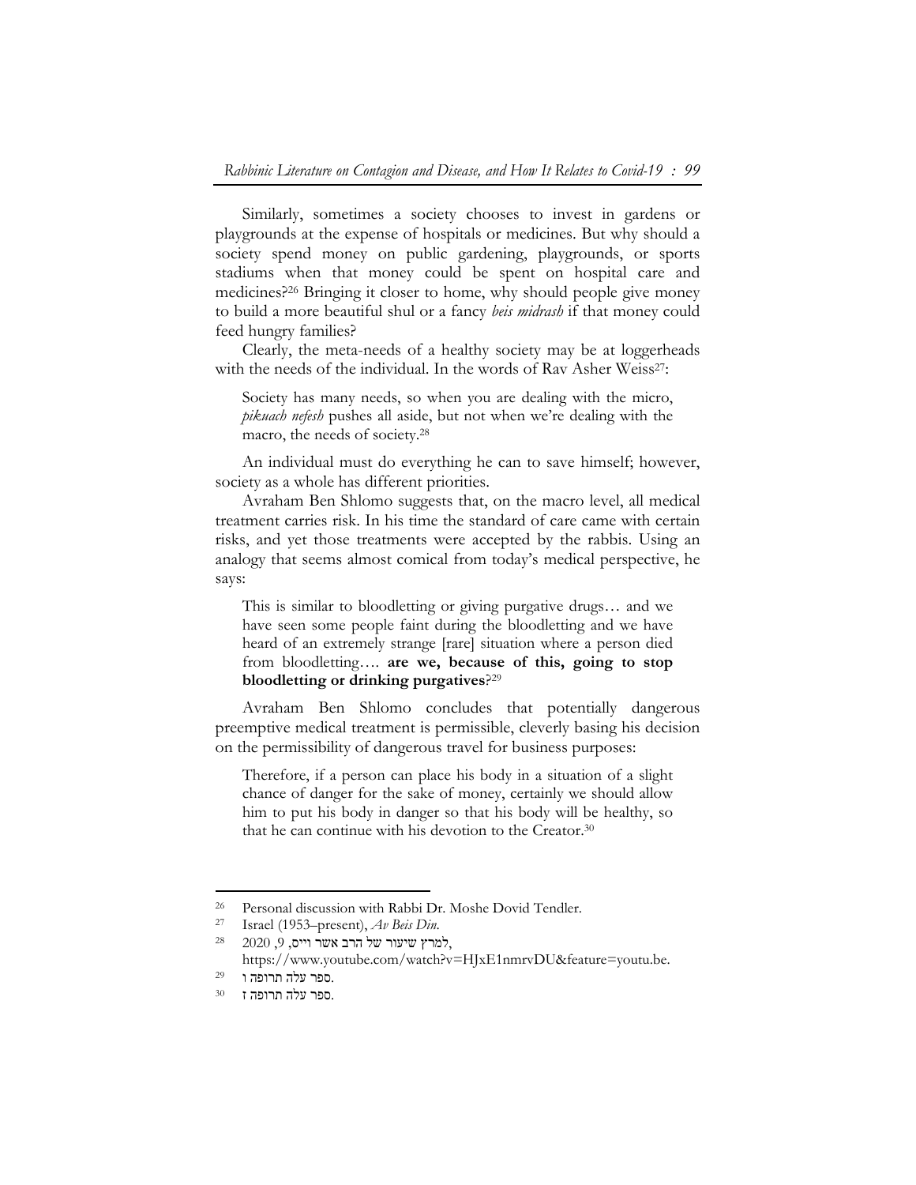Similarly, sometimes a society chooses to invest in gardens or playgrounds at the expense of hospitals or medicines. But why should a society spend money on public gardening, playgrounds, or sports stadiums when that money could be spent on hospital care and medicines?[26] Bringing it closer to home, why should people give money to build a more beautiful shul or a fancy *beis midrash* if that money could feed hungry families?

Clearly, the meta-needs of a healthy society may be at loggerheads with the needs of the individual. In the words of Rav Asher Weiss[27]:

> Society has many needs, so when you are dealing with the micro, *pikuach nefesh* pushes all aside, but not when we're dealing with the macro, the needs of society.[28]

An individual must do everything he can to save himself; however, society as a whole has different priorities.

Avraham Ben Shlomo suggests that, on the macro level, all medical treatment carries risk. In his time the standard of care came with certain risks, and yet those treatments were accepted by the rabbis. Using an analogy that seems almost comical from today's medical perspective, he says:

> This is similar to bloodletting or giving purgative drugs… and we have seen some people faint during the bloodletting and we have heard of an extremely strange [rare] situation where a person died from bloodletting…. **are we, because of this, going to stop bloodletting or drinking purgatives**?[29]

Avraham Ben Shlomo concludes that potentially dangerous preemptive medical treatment is permissible, cleverly basing his decision on the permissibility of dangerous travel for business purposes:

> Therefore, if a person can place his body in a situation of a slight chance of danger for the sake of money, certainly we should allow him to put his body in danger so that his body will be healthy, so that he can continue with his devotion to the Creator.[30]

---

[26] Personal discussion with Rabbi Dr. Moshe Dovid Tendler.

[27] Israel (1953–present), *Av Beis Din*.

[28] למרץ שיעור של הרב אשר וייס, 9, 2020, https://www.youtube.com/watch?v=HJxE1nmrvDU&feature=youtu.be.

[29] ספר עלה תרופה ו.

[30] ספר עלה תרופה ז.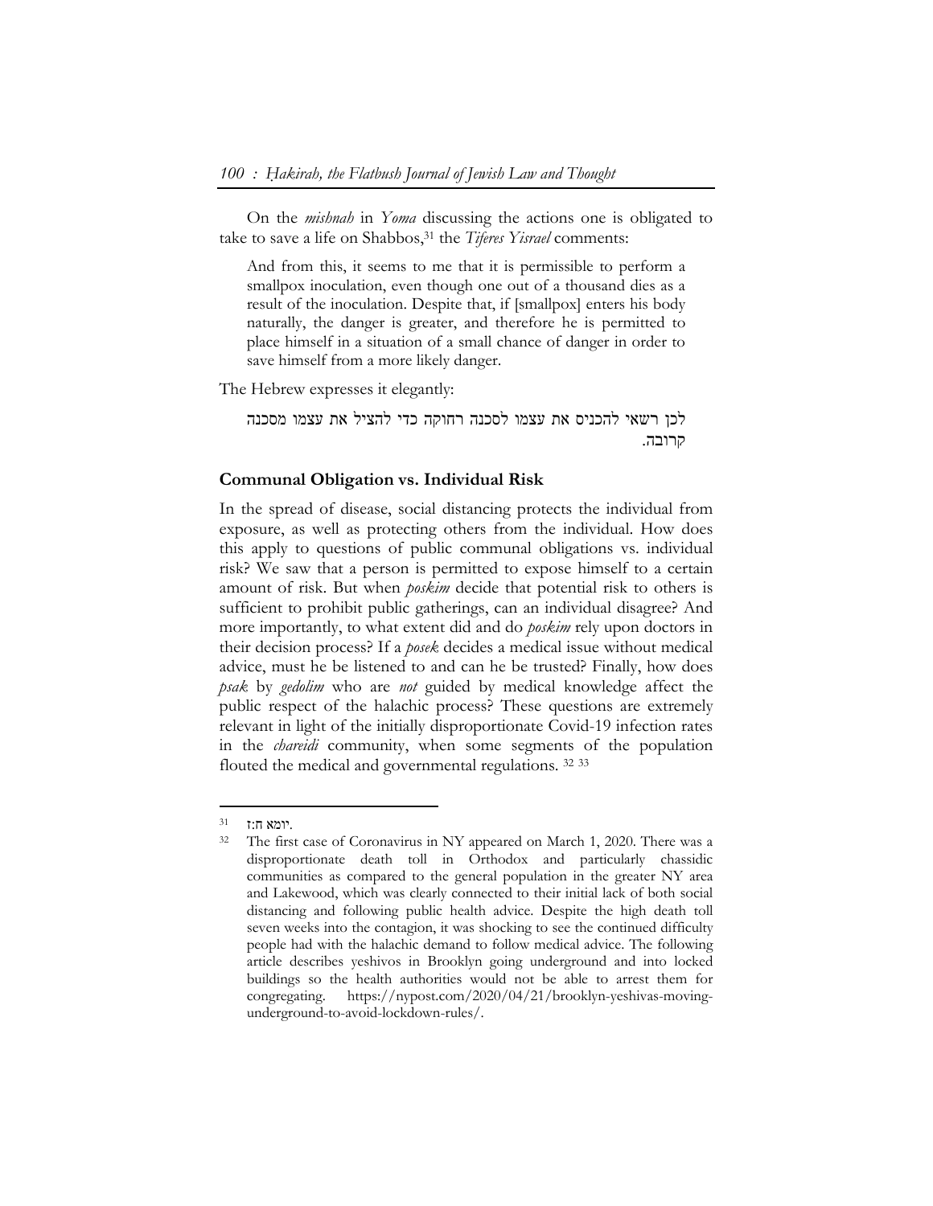On the *mishnah* in *Yoma* discussing the actions one is obligated to take to save a life on Shabbos,[31] the *Tiferes Yisrael* comments:

> And from this, it seems to me that it is permissible to perform a smallpox inoculation, even though one out of a thousand dies as a result of the inoculation. Despite that, if [smallpox] enters his body naturally, the danger is greater, and therefore he is permitted to place himself in a situation of a small chance of danger in order to save himself from a more likely danger.

The Hebrew expresses it elegantly:

> לכן רשאי להכניס את עצמו לסכנה רחוקה כדי להציל את עצמו מסכנה קרובה.

## Communal Obligation vs. Individual Risk

In the spread of disease, social distancing protects the individual from exposure, as well as protecting others from the individual. How does this apply to questions of public communal obligations vs. individual risk? We saw that a person is permitted to expose himself to a certain amount of risk. But when *poskim* decide that potential risk to others is sufficient to prohibit public gatherings, can an individual disagree? And more importantly, to what extent did and do *poskim* rely upon doctors in their decision process? If a *posek* decides a medical issue without medical advice, must he be listened to and can he be trusted? Finally, how does *psak* by *gedolim* who are *not* guided by medical knowledge affect the public respect of the halachic process? These questions are extremely relevant in light of the initially disproportionate Covid-19 infection rates in the *chareidi* community, when some segments of the population flouted the medical and governmental regulations. [32] [33]

---

[31] יומא ח:ז.

[32] The first case of Coronavirus in NY appeared on March 1, 2020. There was a disproportionate death toll in Orthodox and particularly chassidic communities as compared to the general population in the greater NY area and Lakewood, which was clearly connected to their initial lack of both social distancing and following public health advice. Despite the high death toll seven weeks into the contagion, it was shocking to see the continued difficulty people had with the halachic demand to follow medical advice. The following article describes yeshivos in Brooklyn going underground and into locked buildings so the health authorities would not be able to arrest them for congregating. https://nypost.com/2020/04/21/brooklyn-yeshivas-moving-underground-to-avoid-lockdown-rules/.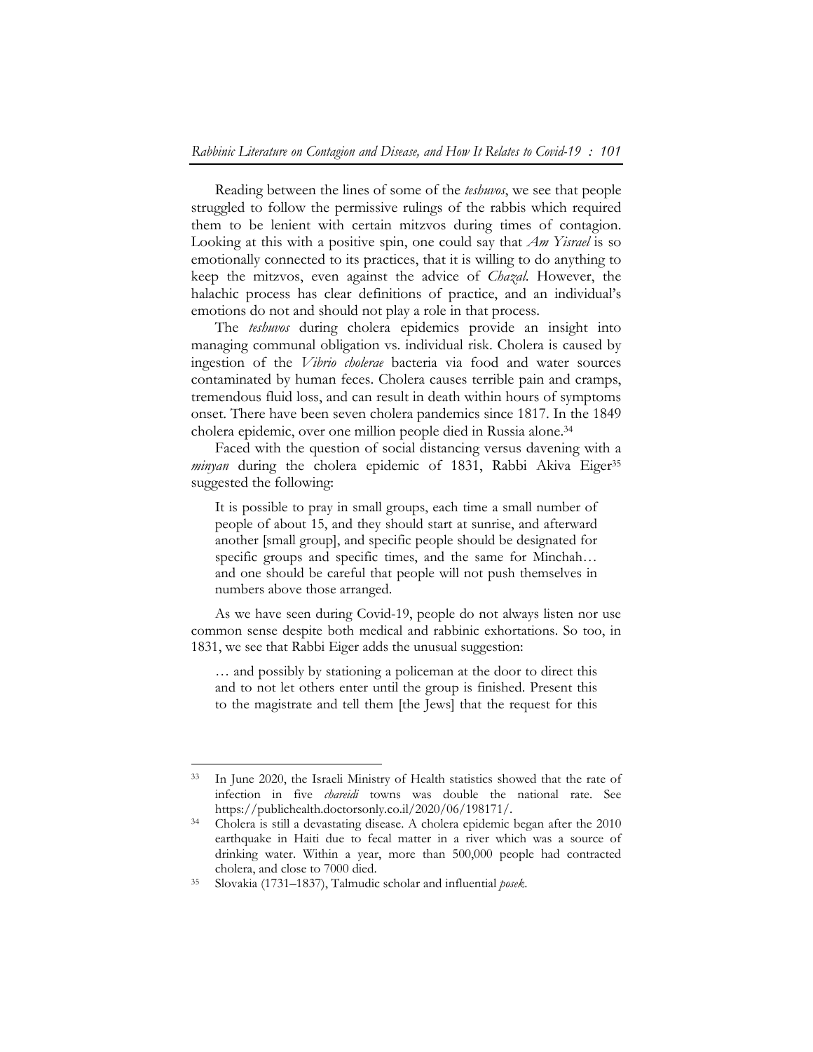Reading between the lines of some of the *teshuvos*, we see that people struggled to follow the permissive rulings of the rabbis which required them to be lenient with certain mitzvos during times of contagion. Looking at this with a positive spin, one could say that *Am Yisrael* is so emotionally connected to its practices, that it is willing to do anything to keep the mitzvos, even against the advice of *Chazal*. However, the halachic process has clear definitions of practice, and an individual's emotions do not and should not play a role in that process.

The *teshuvos* during cholera epidemics provide an insight into managing communal obligation vs. individual risk. Cholera is caused by ingestion of the *Vibrio cholerae* bacteria via food and water sources contaminated by human feces. Cholera causes terrible pain and cramps, tremendous fluid loss, and can result in death within hours of symptoms onset. There have been seven cholera pandemics since 1817. In the 1849 cholera epidemic, over one million people died in Russia alone.[34]

Faced with the question of social distancing versus davening with a *minyan* during the cholera epidemic of 1831, Rabbi Akiva Eiger[35] suggested the following:

> It is possible to pray in small groups, each time a small number of people of about 15, and they should start at sunrise, and afterward another [small group], and specific people should be designated for specific groups and specific times, and the same for Minchah… and one should be careful that people will not push themselves in numbers above those arranged.

As we have seen during Covid-19, people do not always listen nor use common sense despite both medical and rabbinic exhortations. So too, in 1831, we see that Rabbi Eiger adds the unusual suggestion:

> … and possibly by stationing a policeman at the door to direct this and to not let others enter until the group is finished. Present this to the magistrate and tell them [the Jews] that the request for this

---

[33] In June 2020, the Israeli Ministry of Health statistics showed that the rate of infection in five *chareidi* towns was double the national rate. See https://publichealth.doctorsonly.co.il/2020/06/198171/.

[34] Cholera is still a devastating disease. A cholera epidemic began after the 2010 earthquake in Haiti due to fecal matter in a river which was a source of drinking water. Within a year, more than 500,000 people had contracted cholera, and close to 7000 died.

[35] Slovakia (1731–1837), Talmudic scholar and influential *posek*.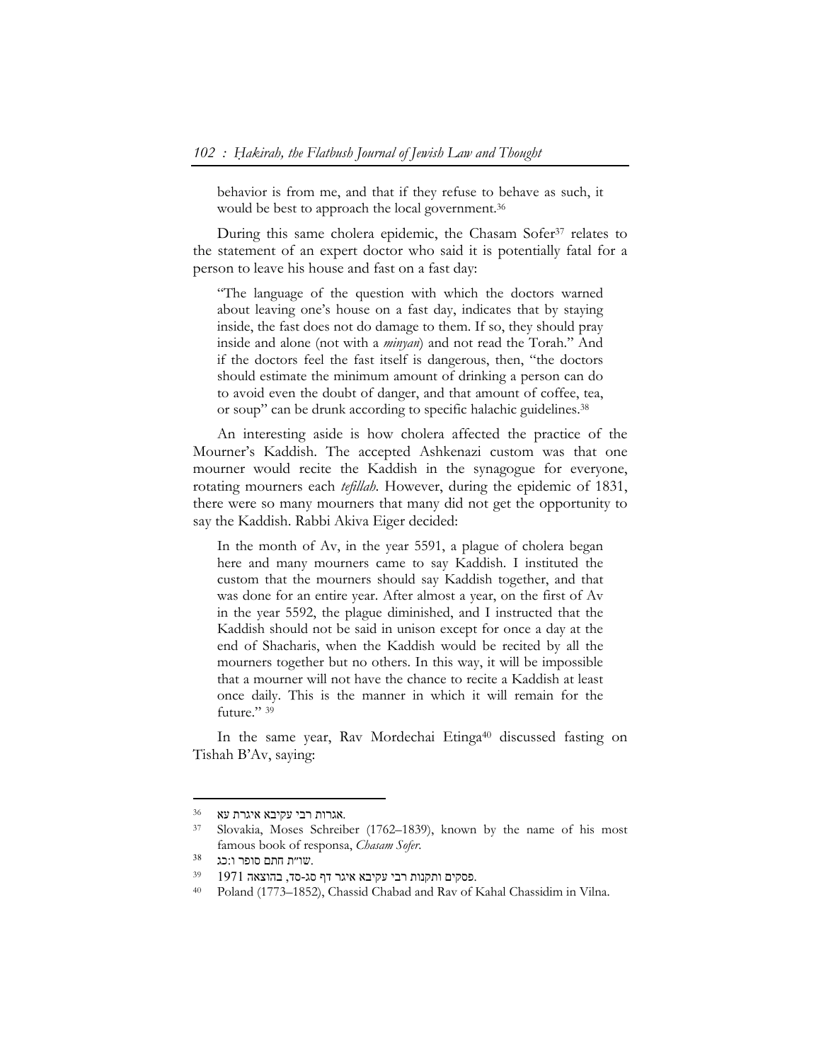behavior is from me, and that if they refuse to behave as such, it would be best to approach the local government.[36]

During this same cholera epidemic, the Chasam Sofer[37] relates to the statement of an expert doctor who said it is potentially fatal for a person to leave his house and fast on a fast day:

> "The language of the question with which the doctors warned about leaving one's house on a fast day, indicates that by staying inside, the fast does not do damage to them. If so, they should pray inside and alone (not with a *minyan*) and not read the Torah." And if the doctors feel the fast itself is dangerous, then, "the doctors should estimate the minimum amount of drinking a person can do to avoid even the doubt of danger, and that amount of coffee, tea, or soup" can be drunk according to specific halachic guidelines.[38]

An interesting aside is how cholera affected the practice of the Mourner's Kaddish. The accepted Ashkenazi custom was that one mourner would recite the Kaddish in the synagogue for everyone, rotating mourners each *tefillah*. However, during the epidemic of 1831, there were so many mourners that many did not get the opportunity to say the Kaddish. Rabbi Akiva Eiger decided:

> In the month of Av, in the year 5591, a plague of cholera began here and many mourners came to say Kaddish. I instituted the custom that the mourners should say Kaddish together, and that was done for an entire year. After almost a year, on the first of Av in the year 5592, the plague diminished, and I instructed that the Kaddish should not be said in unison except for once a day at the end of Shacharis, when the Kaddish would be recited by all the mourners together but no others. In this way, it will be impossible that a mourner will not have the chance to recite a Kaddish at least once daily. This is the manner in which it will remain for the future." [39]

In the same year, Rav Mordechai Etinga[40] discussed fasting on Tishah B'Av, saying:

---

[36] אגרות רבי עקיבא איגרת עא.

[37] Slovakia, Moses Schreiber (1762–1839), known by the name of his most famous book of responsa, *Chasam Sofer*.

[38] שו"ת חתם סופר ו:כג.

[39] פסקים ותקנות רבי עקיבא איגר דף סג-סד, בהוצאה 1971.

[40] Poland (1773–1852), Chassid Chabad and Rav of Kahal Chassidim in Vilna.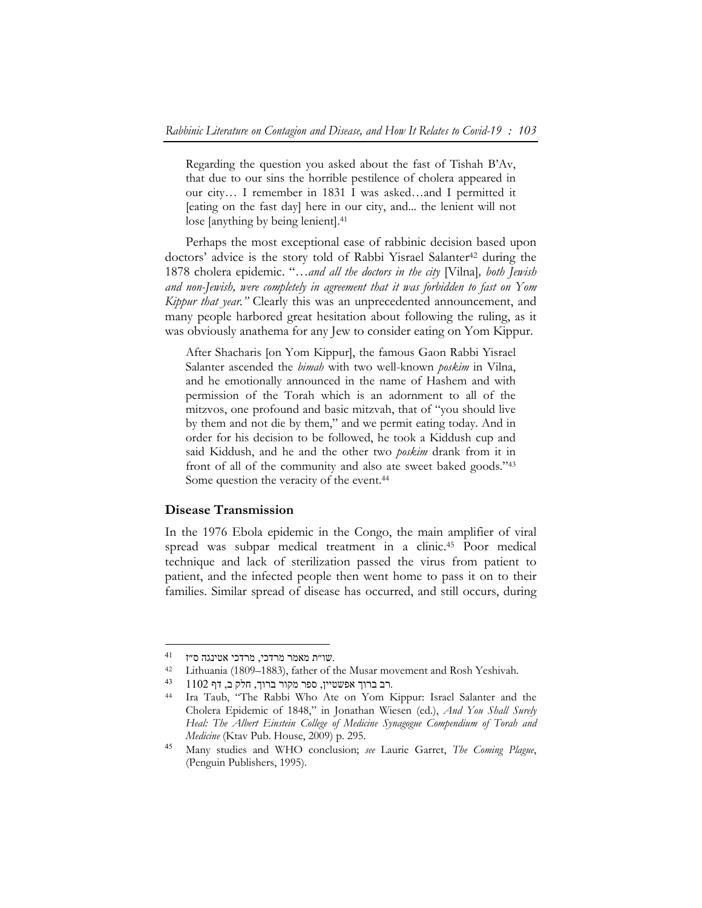> Regarding the question you asked about the fast of Tishah B'Av, that due to our sins the horrible pestilence of cholera appeared in our city… I remember in 1831 I was asked…and I permitted it [eating on the fast day] here in our city, and... the lenient will not lose [anything by being lenient].[41]

Perhaps the most exceptional case of rabbinic decision based upon doctors' advice is the story told of Rabbi Yisrael Salanter[42] during the 1878 cholera epidemic. "*…and all the doctors in the city* [Vilna]*, both Jewish and non-Jewish, were completely in agreement that it was forbidden to fast on Yom Kippur that year.*" Clearly this was an unprecedented announcement, and many people harbored great hesitation about following the ruling, as it was obviously anathema for any Jew to consider eating on Yom Kippur.

> After Shacharis [on Yom Kippur], the famous Gaon Rabbi Yisrael Salanter ascended the *bimah* with two well-known *poskim* in Vilna, and he emotionally announced in the name of Hashem and with permission of the Torah which is an adornment to all of the mitzvos, one profound and basic mitzvah, that of "you should live by them and not die by them," and we permit eating today. And in order for his decision to be followed, he took a Kiddush cup and said Kiddush, and he and the other two *poskim* drank from it in front of all of the community and also ate sweet baked goods."[43] Some question the veracity of the event.[44]

### Disease Transmission

In the 1976 Ebola epidemic in the Congo, the main amplifier of viral spread was subpar medical treatment in a clinic.[45] Poor medical technique and lack of sterilization passed the virus from patient to patient, and the infected people then went home to pass it on to their families. Similar spread of disease has occurred, and still occurs, during

---

41 שו"ת מאמר מרדכי, מרדכי אטינגה ס"ז.

42 Lithuania (1809–1883), father of the Musar movement and Rosh Yeshivah.

43 רב ברוך אפשטיין, ספר מקור ברוך, חלק ב, דף 1102.

44 Ira Taub, "The Rabbi Who Ate on Yom Kippur: Israel Salanter and the Cholera Epidemic of 1848," in Jonathan Wiesen (ed.), *And You Shall Surely Heal: The Albert Einstein College of Medicine Synagogue Compendium of Torah and Medicine* (Ktav Pub. House, 2009) p. 295.

45 Many studies and WHO conclusion; *see* Laurie Garret, *The Coming Plague*, (Penguin Publishers, 1995).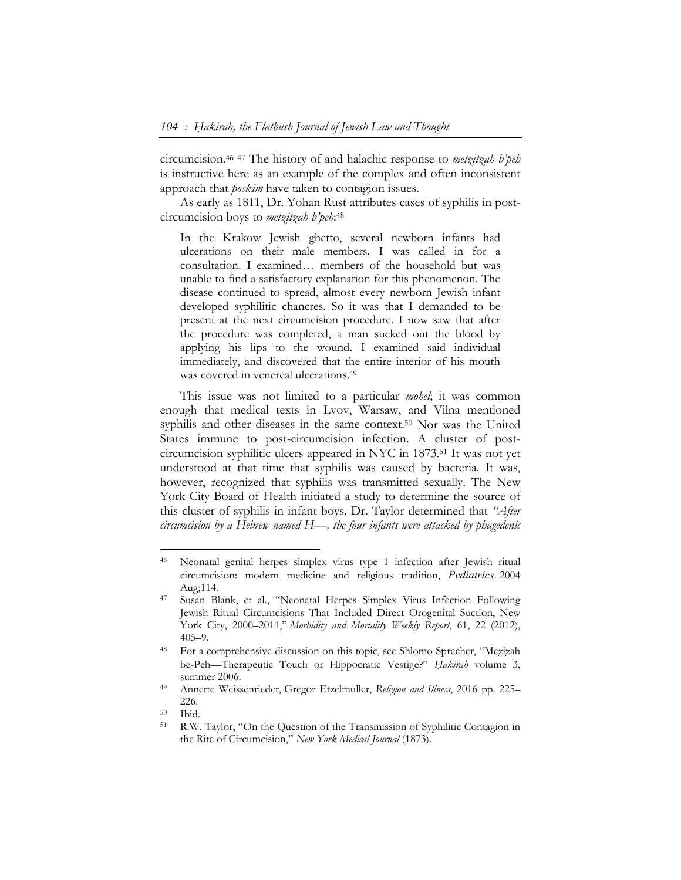circumcision.[46] [47] The history of and halachic response to *metzitzah b'peh* is instructive here as an example of the complex and often inconsistent approach that *poskim* have taken to contagion issues.

As early as 1811, Dr. Yohan Rust attributes cases of syphilis in post-circumcision boys to *metzitzah b'peh*:[48]

> In the Krakow Jewish ghetto, several newborn infants had ulcerations on their male members. I was called in for a consultation. I examined… members of the household but was unable to find a satisfactory explanation for this phenomenon. The disease continued to spread, almost every newborn Jewish infant developed syphilitic chancres. So it was that I demanded to be present at the next circumcision procedure. I now saw that after the procedure was completed, a man sucked out the blood by applying his lips to the wound. I examined said individual immediately, and discovered that the entire interior of his mouth was covered in venereal ulcerations.[49]

This issue was not limited to a particular *mohel*; it was common enough that medical texts in Lvov, Warsaw, and Vilna mentioned syphilis and other diseases in the same context.[50] Nor was the United States immune to post-circumcision infection. A cluster of post-circumcision syphilitic ulcers appeared in NYC in 1873.[51] It was not yet understood at that time that syphilis was caused by bacteria. It was, however, recognized that syphilis was transmitted sexually. The New York City Board of Health initiated a study to determine the source of this cluster of syphilis in infant boys. Dr. Taylor determined that *"After circumcision by a Hebrew named H—, the four infants were attacked by phagedenic*

---

[46] Neonatal genital herpes simplex virus type 1 infection after Jewish ritual circumcision: modern medicine and religious tradition, *Pediatrics*. 2004 Aug;114.

[47] Susan Blank, et al., "Neonatal Herpes Simplex Virus Infection Following Jewish Ritual Circumcisions That Included Direct Orogenital Suction, New York City, 2000–2011," *Morbidity and Mortality Weekly Report*, 61, 22 (2012), 405–9.

[48] For a comprehensive discussion on this topic, see Shlomo Sprecher, "Meẓiẓah be-Peh—Therapeutic Touch or Hippocratic Vestige?" *Ḥakirah* volume 3, summer 2006.

[49] Annette Weissenrieder, Gregor Etzelmuller, *Religion and Illness*, 2016 pp. 225–226.

[50] Ibid.

[51] R.W. Taylor, "On the Question of the Transmission of Syphilitic Contagion in the Rite of Circumcision," *New York Medical Journal* (1873).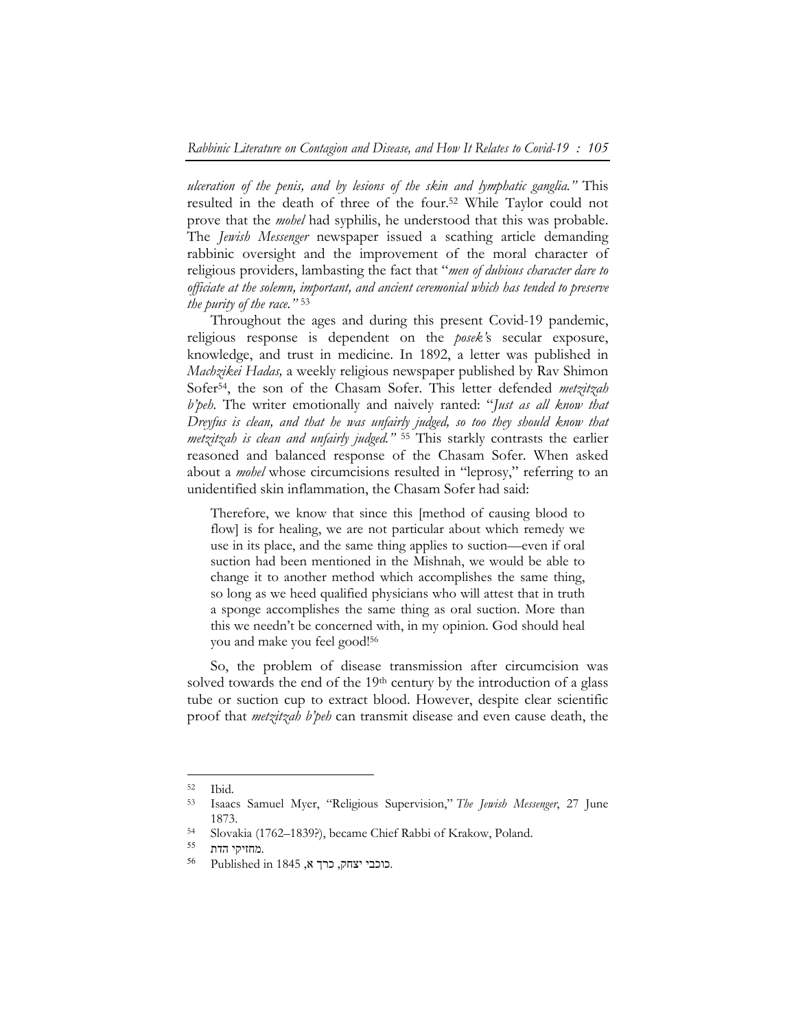*ulceration of the penis, and by lesions of the skin and lymphatic ganglia."* This resulted in the death of three of the four.[52] While Taylor could not prove that the *mohel* had syphilis, he understood that this was probable. The *Jewish Messenger* newspaper issued a scathing article demanding rabbinic oversight and the improvement of the moral character of religious providers, lambasting the fact that "*men of dubious character dare to officiate at the solemn, important, and ancient ceremonial which has tended to preserve the purity of the race."* [53]

Throughout the ages and during this present Covid-19 pandemic, religious response is dependent on the *posek'*s secular exposure, knowledge, and trust in medicine. In 1892, a letter was published in *Machzikei Hadas,* a weekly religious newspaper published by Rav Shimon Sofer[54], the son of the Chasam Sofer. This letter defended *metzitzah b'peh*. The writer emotionally and naively ranted: "*Just as all know that Dreyfus is clean, and that he was unfairly judged, so too they should know that metzitzah is clean and unfairly judged."* [55] This starkly contrasts the earlier reasoned and balanced response of the Chasam Sofer. When asked about a *mohel* whose circumcisions resulted in "leprosy," referring to an unidentified skin inflammation, the Chasam Sofer had said:

> Therefore, we know that since this [method of causing blood to flow] is for healing, we are not particular about which remedy we use in its place, and the same thing applies to suction—even if oral suction had been mentioned in the Mishnah, we would be able to change it to another method which accomplishes the same thing, so long as we heed qualified physicians who will attest that in truth a sponge accomplishes the same thing as oral suction. More than this we needn't be concerned with, in my opinion. God should heal you and make you feel good![56]

So, the problem of disease transmission after circumcision was solved towards the end of the 19th century by the introduction of a glass tube or suction cup to extract blood. However, despite clear scientific proof that *metzitzah b'peh* can transmit disease and even cause death, the

---

[52] Ibid.

[53] Isaacs Samuel Myer, "Religious Supervision," *The Jewish Messenger*, 27 June 1873.

[54] Slovakia (1762–1839?), became Chief Rabbi of Krakow, Poland.

[55] מחזיקי הדת.

[56] Published in 1845 ,כוכבי יצחק, כרך א.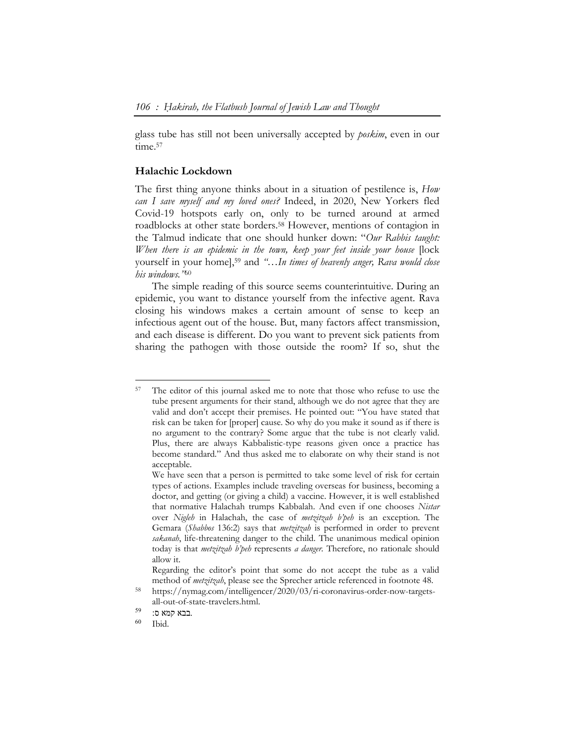glass tube has still not been universally accepted by *poskim*, even in our time.[57]

## Halachic Lockdown

The first thing anyone thinks about in a situation of pestilence is, *How can I save myself and my loved ones?* Indeed, in 2020, New Yorkers fled Covid-19 hotspots early on, only to be turned around at armed roadblocks at other state borders.[58] However, mentions of contagion in the Talmud indicate that one should hunker down: "*Our Rabbis taught: When there is an epidemic in the town, keep your feet inside your house* [lock yourself in your home],[59] and *"…In times of heavenly anger, Rava would close his windows."*[60]

The simple reading of this source seems counterintuitive. During an epidemic, you want to distance yourself from the infective agent. Rava closing his windows makes a certain amount of sense to keep an infectious agent out of the house. But, many factors affect transmission, and each disease is different. Do you want to prevent sick patients from sharing the pathogen with those outside the room? If so, shut the

---

[57] The editor of this journal asked me to note that those who refuse to use the tube present arguments for their stand, although we do not agree that they are valid and don't accept their premises. He pointed out: "You have stated that risk can be taken for [proper] cause. So why do you make it sound as if there is no argument to the contrary? Some argue that the tube is not clearly valid. Plus, there are always Kabbalistic-type reasons given once a practice has become standard." And thus asked me to elaborate on why their stand is not acceptable.

We have seen that a person is permitted to take some level of risk for certain types of actions. Examples include traveling overseas for business, becoming a doctor, and getting (or giving a child) a vaccine. However, it is well established that normative Halachah trumps Kabbalah. And even if one chooses *Nistar* over *Nigleh* in Halachah, the case of *metzitzah b'peh* is an exception. The Gemara (*Shabbos* 136:2) says that *metzitzah* is performed in order to prevent *sakanah*, life-threatening danger to the child. The unanimous medical opinion today is that *metzitzah b'peh* represents *a danger*. Therefore, no rationale should allow it.

Regarding the editor's point that some do not accept the tube as a valid method of *metzitzah*, please see the Sprecher article referenced in footnote 48.

[58] https://nymag.com/intelligencer/2020/03/ri-coronavirus-order-now-targets-all-out-of-state-travelers.html.

[59] בבא קמא ס:.

[60] Ibid.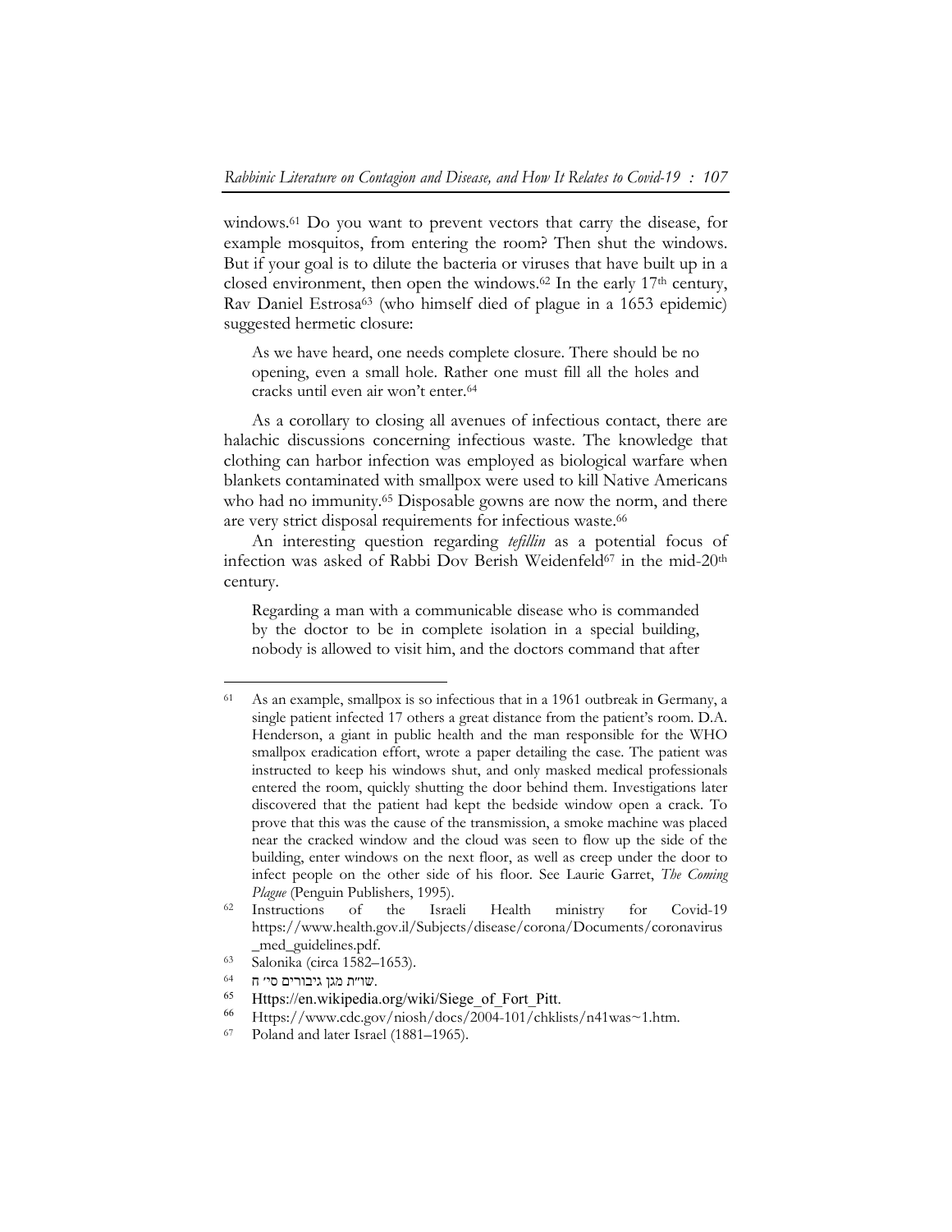windows.[61] Do you want to prevent vectors that carry the disease, for example mosquitos, from entering the room? Then shut the windows. But if your goal is to dilute the bacteria or viruses that have built up in a closed environment, then open the windows.[62] In the early 17th century, Rav Daniel Estrosa[63] (who himself died of plague in a 1653 epidemic) suggested hermetic closure:

> As we have heard, one needs complete closure. There should be no opening, even a small hole. Rather one must fill all the holes and cracks until even air won't enter.[64]

As a corollary to closing all avenues of infectious contact, there are halachic discussions concerning infectious waste. The knowledge that clothing can harbor infection was employed as biological warfare when blankets contaminated with smallpox were used to kill Native Americans who had no immunity.[65] Disposable gowns are now the norm, and there are very strict disposal requirements for infectious waste.[66]

An interesting question regarding *tefillin* as a potential focus of infection was asked of Rabbi Dov Berish Weidenfeld[67] in the mid-20th century.

> Regarding a man with a communicable disease who is commanded by the doctor to be in complete isolation in a special building, nobody is allowed to visit him, and the doctors command that after

---

61 As an example, smallpox is so infectious that in a 1961 outbreak in Germany, a single patient infected 17 others a great distance from the patient's room. D.A. Henderson, a giant in public health and the man responsible for the WHO smallpox eradication effort, wrote a paper detailing the case. The patient was instructed to keep his windows shut, and only masked medical professionals entered the room, quickly shutting the door behind them. Investigations later discovered that the patient had kept the bedside window open a crack. To prove that this was the cause of the transmission, a smoke machine was placed near the cracked window and the cloud was seen to flow up the side of the building, enter windows on the next floor, as well as creep under the door to infect people on the other side of his floor. See Laurie Garret, *The Coming Plague* (Penguin Publishers, 1995).

62 Instructions of the Israeli Health ministry for Covid-19 https://www.health.gov.il/Subjects/disease/corona/Documents/coronavirus_med_guidelines.pdf.

63 Salonika (circa 1582–1653).

64 שו"ת מגן גיבורים סי' ח.

65 Https://en.wikipedia.org/wiki/Siege_of_Fort_Pitt.

66 Https://www.cdc.gov/niosh/docs/2004-101/chklists/n41was~1.htm.

67 Poland and later Israel (1881–1965).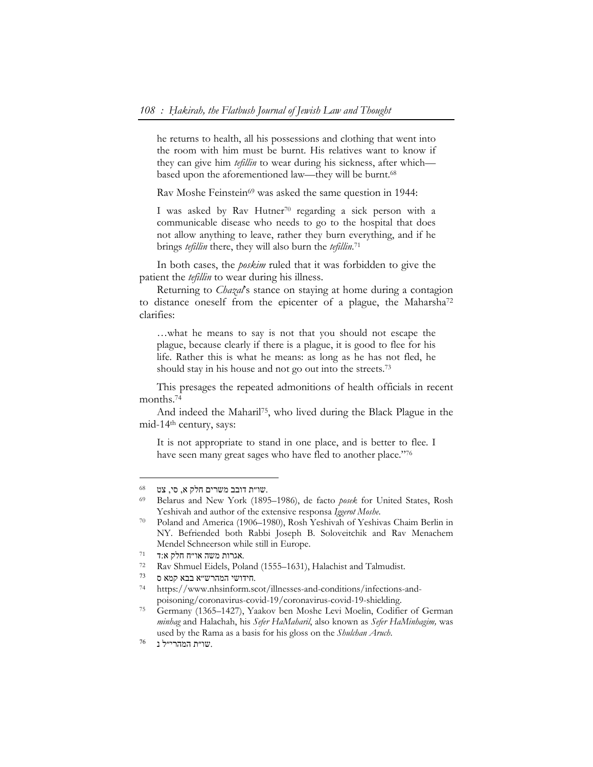> he returns to health, all his possessions and clothing that went into the room with him must be burnt. His relatives want to know if they can give him *tefillin* to wear during his sickness, after which—based upon the aforementioned law—they will be burnt.[68]

Rav Moshe Feinstein[69] was asked the same question in 1944:

> I was asked by Rav Hutner[70] regarding a sick person with a communicable disease who needs to go to the hospital that does not allow anything to leave, rather they burn everything, and if he brings *tefillin* there, they will also burn the *tefillin*.[71]

In both cases, the *poskim* ruled that it was forbidden to give the patient the *tefillin* to wear during his illness.

Returning to *Chazal*'s stance on staying at home during a contagion to distance oneself from the epicenter of a plague, the Maharsha[72] clarifies:

> …what he means to say is not that you should not escape the plague, because clearly if there is a plague, it is good to flee for his life. Rather this is what he means: as long as he has not fled, he should stay in his house and not go out into the streets.[73]

This presages the repeated admonitions of health officials in recent months.[74]

And indeed the Maharil[75], who lived during the Black Plague in the mid-14th century, says:

> It is not appropriate to stand in one place, and is better to flee. I have seen many great sages who have fled to another place."[76]

---

68 שו"ת דובב משרים חלק א, סי, צט.

69 Belarus and New York (1895–1986), de facto *posek* for United States, Rosh Yeshivah and author of the extensive responsa *Iggerot Moshe*.

70 Poland and America (1906–1980), Rosh Yeshivah of Yeshivas Chaim Berlin in NY. Befriended both Rabbi Joseph B. Soloveitchik and Rav Menachem Mendel Schneerson while still in Europe.

71 אגרות משה או"ח חלק א:ד.

72 Rav Shmuel Eidels, Poland (1555–1631), Halachist and Talmudist.

73 חידושי המהרש"א בבא קמא ס.

74 https://www.nhsinform.scot/illnesses-and-conditions/infections-and-poisoning/coronavirus-covid-19/coronavirus-covid-19-shielding.

75 Germany (1365–1427), Yaakov ben Moshe Levi Moelin, Codifier of German *minhag* and Halachah, his *Sefer HaMaharil*, also known as *Sefer HaMinhagim,* was used by the Rama as a basis for his gloss on the *Shulchan Aruch*.

76 שו"ת המהרי"ל נ.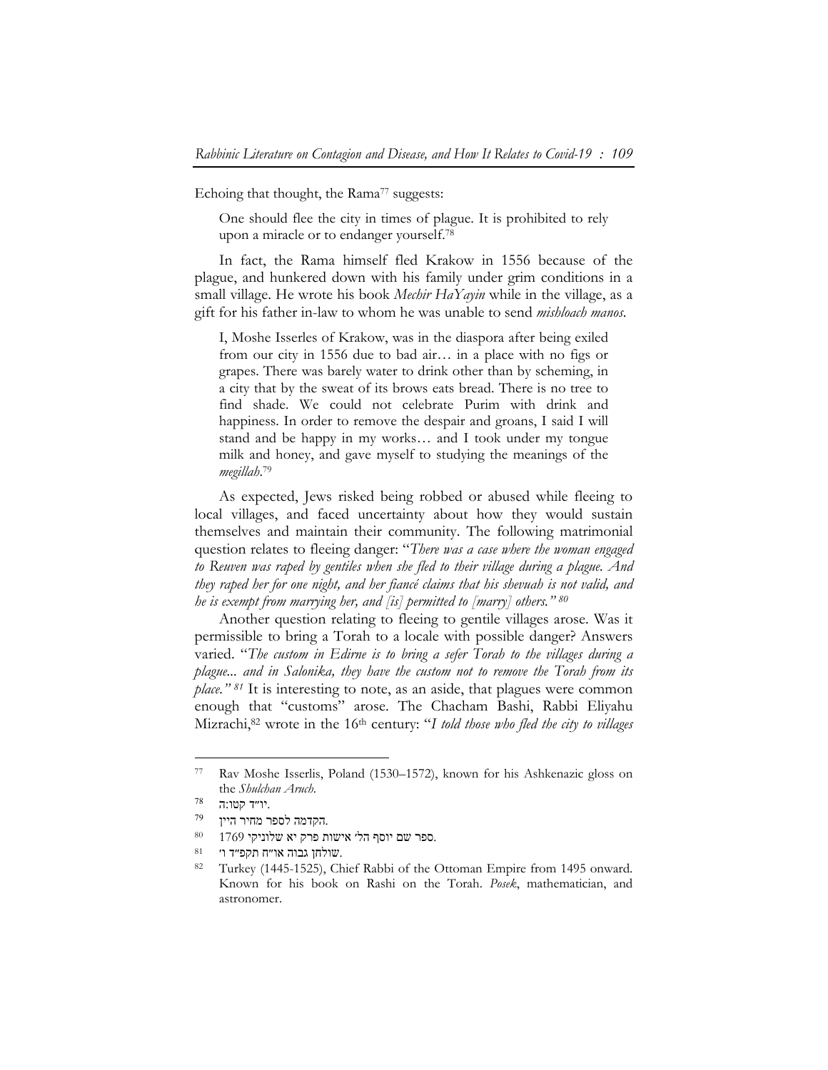Echoing that thought, the Rama[77] suggests:

> One should flee the city in times of plague. It is prohibited to rely upon a miracle or to endanger yourself.[78]

In fact, the Rama himself fled Krakow in 1556 because of the plague, and hunkered down with his family under grim conditions in a small village. He wrote his book *Mechir HaYayin* while in the village, as a gift for his father in-law to whom he was unable to send *mishloach manos*.

> I, Moshe Isserles of Krakow, was in the diaspora after being exiled from our city in 1556 due to bad air… in a place with no figs or grapes. There was barely water to drink other than by scheming, in a city that by the sweat of its brows eats bread. There is no tree to find shade. We could not celebrate Purim with drink and happiness. In order to remove the despair and groans, I said I will stand and be happy in my works… and I took under my tongue milk and honey, and gave myself to studying the meanings of the *megillah*.[79]

As expected, Jews risked being robbed or abused while fleeing to local villages, and faced uncertainty about how they would sustain themselves and maintain their community. The following matrimonial question relates to fleeing danger: "*There was a case where the woman engaged to Reuven was raped by gentiles when she fled to their village during a plague. And they raped her for one night, and her fiancé claims that his shevuah is not valid, and he is exempt from marrying her, and [is] permitted to [marry] others."* [80]

Another question relating to fleeing to gentile villages arose. Was it permissible to bring a Torah to a locale with possible danger? Answers varied. "*The custom in Edirne is to bring a sefer Torah to the villages during a plague... and in Salonika, they have the custom not to remove the Torah from its place."* [81] It is interesting to note, as an aside, that plagues were common enough that "customs" arose. The Chacham Bashi, Rabbi Eliyahu Mizrachi,[82] wrote in the 16th century: "*I told those who fled the city to villages*

---

77 Rav Moshe Isserlis, Poland (1530–1572), known for his Ashkenazic gloss on the *Shulchan Aruch*.

78 יו״ד קטו:ה.

79 הקדמה לספר מחיר היין.

80 ספר שם יוסף הל׳ אישות פרק יא שלוניקי 1769.

81 שולחן גבוה או״ח תקפ״ד ו׳.

82 Turkey (1445-1525), Chief Rabbi of the Ottoman Empire from 1495 onward. Known for his book on Rashi on the Torah. *Posek*, mathematician, and astronomer.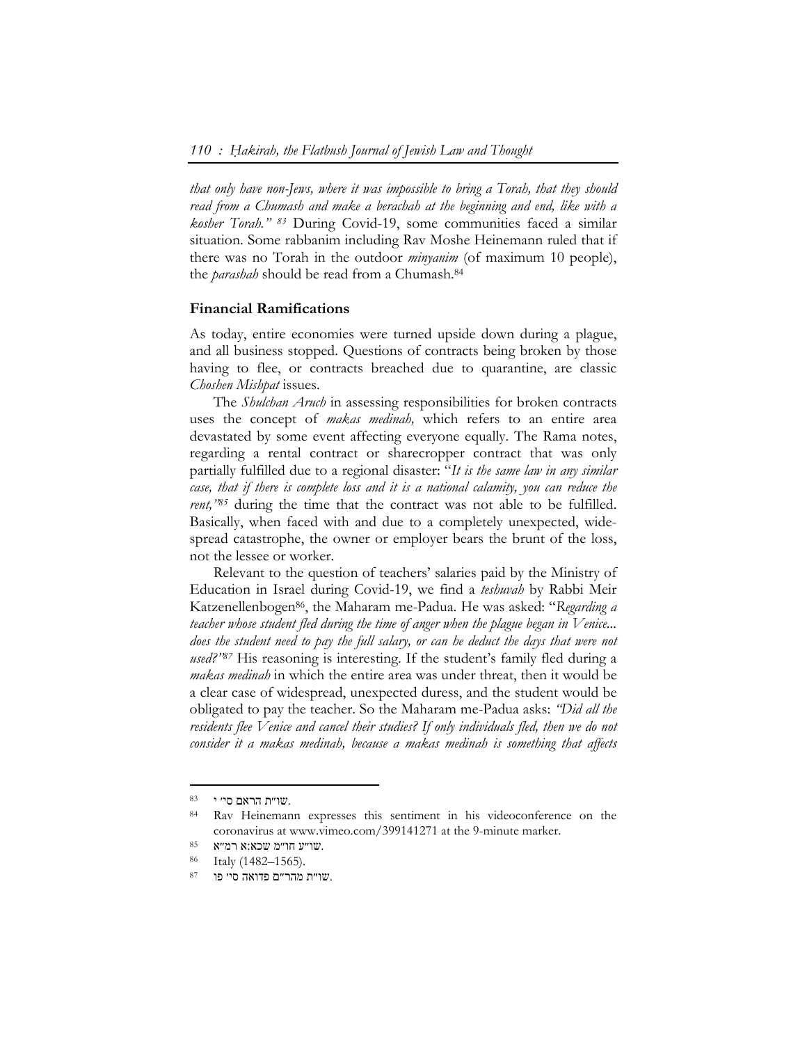*that only have non-Jews, where it was impossible to bring a Torah, that they should read from a Chumash and make a berachah at the beginning and end, like with a kosher Torah."* [83] During Covid-19, some communities faced a similar situation. Some rabbanim including Rav Moshe Heinemann ruled that if there was no Torah in the outdoor *minyanim* (of maximum 10 people), the *parashah* should be read from a Chumash.[84]

## Financial Ramifications

As today, entire economies were turned upside down during a plague, and all business stopped. Questions of contracts being broken by those having to flee, or contracts breached due to quarantine, are classic *Choshen Mishpat* issues.

The *Shulchan Aruch* in assessing responsibilities for broken contracts uses the concept of *makas medinah,* which refers to an entire area devastated by some event affecting everyone equally. The Rama notes, regarding a rental contract or sharecropper contract that was only partially fulfilled due to a regional disaster: "*It is the same law in any similar case, that if there is complete loss and it is a national calamity, you can reduce the rent,"*[85] during the time that the contract was not able to be fulfilled. Basically, when faced with and due to a completely unexpected, widespread catastrophe, the owner or employer bears the brunt of the loss, not the lessee or worker.

Relevant to the question of teachers' salaries paid by the Ministry of Education in Israel during Covid-19, we find a *teshuvah* by Rabbi Meir Katzenellenbogen[86], the Maharam me-Padua. He was asked: "*Regarding a teacher whose student fled during the time of anger when the plague began in Venice... does the student need to pay the full salary, or can he deduct the days that were not used?"*[87] His reasoning is interesting. If the student's family fled during a *makas medinah* in which the entire area was under threat, then it would be a clear case of widespread, unexpected duress, and the student would be obligated to pay the teacher. So the Maharam me-Padua asks: *"Did all the residents flee Venice and cancel their studies? If only individuals fled, then we do not consider it a makas medinah, because a makas medinah is something that affects*

---

[83] שו"ת הראם סי' י.

[84] Rav Heinemann expresses this sentiment in his videoconference on the coronavirus at www.vimeo.com/399141271 at the 9-minute marker.

[85] שו"ע חו"מ שכא:א רמ"א.

[86] Italy (1482–1565).

[87] שו"ת מהר"ם פדואה סי' פו.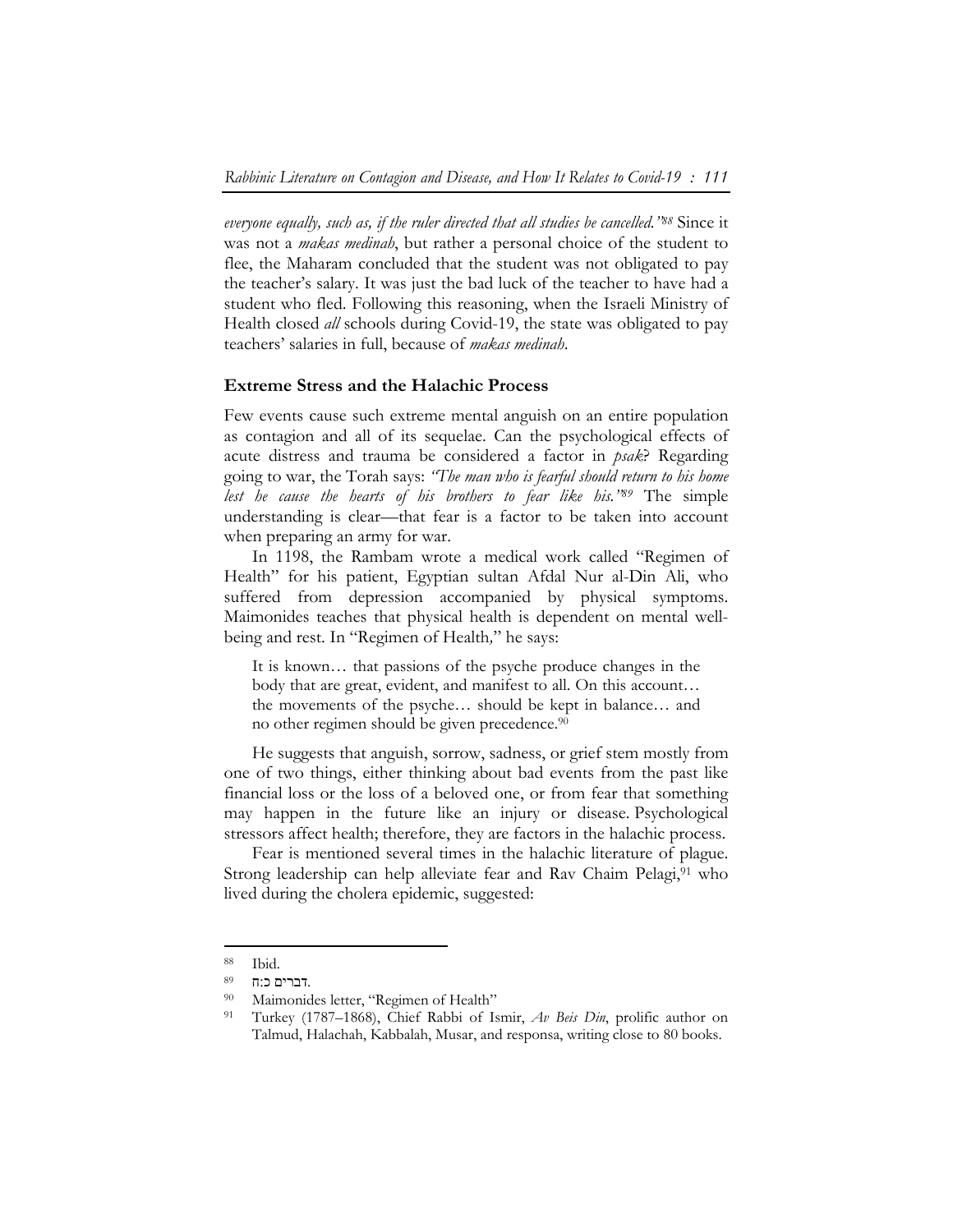*everyone equally, such as, if the ruler directed that all studies be cancelled."*[88] Since it was not a *makas medinah*, but rather a personal choice of the student to flee, the Maharam concluded that the student was not obligated to pay the teacher's salary. It was just the bad luck of the teacher to have had a student who fled. Following this reasoning, when the Israeli Ministry of Health closed *all* schools during Covid-19, the state was obligated to pay teachers' salaries in full, because of *makas medinah*.

### Extreme Stress and the Halachic Process

Few events cause such extreme mental anguish on an entire population as contagion and all of its sequelae. Can the psychological effects of acute distress and trauma be considered a factor in *psak*? Regarding going to war, the Torah says: *"The man who is fearful should return to his home lest he cause the hearts of his brothers to fear like his."*[89] The simple understanding is clear—that fear is a factor to be taken into account when preparing an army for war.

In 1198, the Rambam wrote a medical work called "Regimen of Health" for his patient, Egyptian sultan Afdal Nur al-Din Ali, who suffered from depression accompanied by physical symptoms. Maimonides teaches that physical health is dependent on mental well-being and rest. In "Regimen of Health," he says:

> It is known… that passions of the psyche produce changes in the body that are great, evident, and manifest to all. On this account… the movements of the psyche… should be kept in balance… and no other regimen should be given precedence.[90]

He suggests that anguish, sorrow, sadness, or grief stem mostly from one of two things, either thinking about bad events from the past like financial loss or the loss of a beloved one, or from fear that something may happen in the future like an injury or disease. Psychological stressors affect health; therefore, they are factors in the halachic process.

Fear is mentioned several times in the halachic literature of plague. Strong leadership can help alleviate fear and Rav Chaim Pelagi,[91] who lived during the cholera epidemic, suggested:

---

[88] Ibid.

[89] דברים כ:ח.

[90] Maimonides letter, "Regimen of Health"

[91] Turkey (1787–1868), Chief Rabbi of Ismir, *Av Beis Din*, prolific author on Talmud, Halachah, Kabbalah, Musar, and responsa, writing close to 80 books.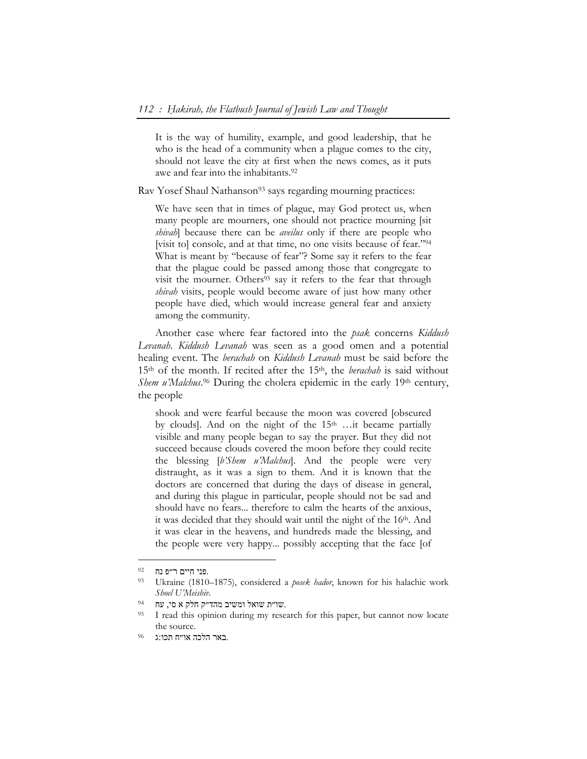> It is the way of humility, example, and good leadership, that he who is the head of a community when a plague comes to the city, should not leave the city at first when the news comes, as it puts awe and fear into the inhabitants.[92]

Rav Yosef Shaul Nathanson[93] says regarding mourning practices:

> We have seen that in times of plague, may God protect us, when many people are mourners, one should not practice mourning [sit *shivah*] because there can be *aveilus* only if there are people who [visit to] console, and at that time, no one visits because of fear."[94] What is meant by "because of fear"? Some say it refers to the fear that the plague could be passed among those that congregate to visit the mourner. Others[95] say it refers to the fear that through *shivah* visits, people would become aware of just how many other people have died, which would increase general fear and anxiety among the community.

Another case where fear factored into the *psak* concerns *Kiddush Levanah*. *Kiddush Levanah* was seen as a good omen and a potential healing event. The *berachah* on *Kiddush Levanah* must be said before the 15th of the month. If recited after the 15th, the *berachah* is said without *Shem u'Malchus*.[96] During the cholera epidemic in the early 19th century, the people

> shook and were fearful because the moon was covered [obscured by clouds]. And on the night of the 15th …it became partially visible and many people began to say the prayer. But they did not succeed because clouds covered the moon before they could recite the blessing [*b'Shem u'Malchus*]. And the people were very distraught, as it was a sign to them. And it is known that the doctors are concerned that during the days of disease in general, and during this plague in particular, people should not be sad and should have no fears... therefore to calm the hearts of the anxious, it was decided that they should wait until the night of the 16th. And it was clear in the heavens, and hundreds made the blessing, and the people were very happy... possibly accepting that the face [of

---

[92] פני חיים ר"פ נח.

[93] Ukraine (1810–1875), considered a *posek hador*, known for his halachic work *Shoel U'Meishiv*.

[94] שו"ת שואל ומשיב מהד"ק חלק א סי, עח.

[95] I read this opinion during my research for this paper, but cannot now locate the source.

[96] באר הלכה או"ח תכו:ג.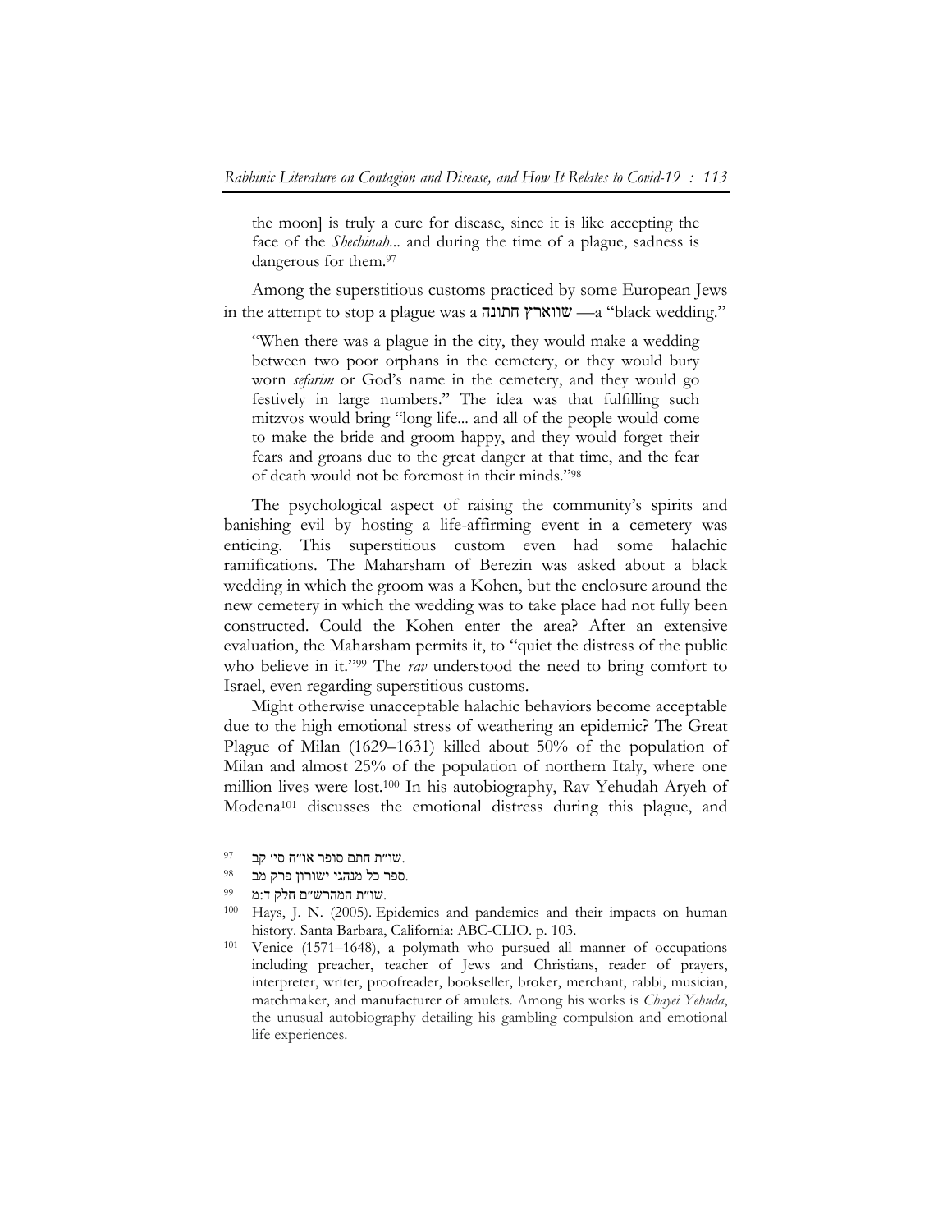the moon] is truly a cure for disease, since it is like accepting the face of the *Shechinah*... and during the time of a plague, sadness is dangerous for them.[97]

Among the superstitious customs practiced by some European Jews in the attempt to stop a plague was a שווארץ חתונה —a "black wedding."

> "When there was a plague in the city, they would make a wedding between two poor orphans in the cemetery, or they would bury worn *sefarim* or God's name in the cemetery, and they would go festively in large numbers." The idea was that fulfilling such mitzvos would bring "long life... and all of the people would come to make the bride and groom happy, and they would forget their fears and groans due to the great danger at that time, and the fear of death would not be foremost in their minds."[98]

The psychological aspect of raising the community's spirits and banishing evil by hosting a life-affirming event in a cemetery was enticing. This superstitious custom even had some halachic ramifications. The Maharsham of Berezin was asked about a black wedding in which the groom was a Kohen, but the enclosure around the new cemetery in which the wedding was to take place had not fully been constructed. Could the Kohen enter the area? After an extensive evaluation, the Maharsham permits it, to "quiet the distress of the public who believe in it."[99] The *rav* understood the need to bring comfort to Israel, even regarding superstitious customs.

Might otherwise unacceptable halachic behaviors become acceptable due to the high emotional stress of weathering an epidemic? The Great Plague of Milan (1629–1631) killed about 50% of the population of Milan and almost 25% of the population of northern Italy, where one million lives were lost.[100] In his autobiography, Rav Yehudah Aryeh of Modena[101] discusses the emotional distress during this plague, and

---

[97] שו"ת חתם סופר או"ח סי' קב.

[98] ספר כל מנהגי ישורון פרק מב.

[99] שו"ת המהרש"ם חלק ד:מ.

[100] Hays, J. N. (2005). Epidemics and pandemics and their impacts on human history. Santa Barbara, California: ABC-CLIO. p. 103.

[101] Venice (1571–1648), a polymath who pursued all manner of occupations including preacher, teacher of Jews and Christians, reader of prayers, interpreter, writer, proofreader, bookseller, broker, merchant, rabbi, musician, matchmaker, and manufacturer of amulets. Among his works is *Chayei Yehuda*, the unusual autobiography detailing his gambling compulsion and emotional life experiences.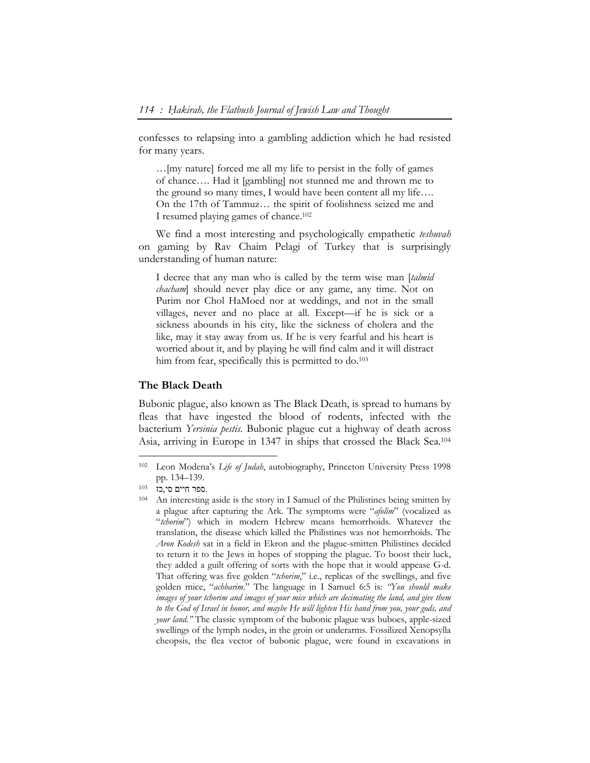confesses to relapsing into a gambling addiction which he had resisted for many years.

> …[my nature] forced me all my life to persist in the folly of games of chance…. Had it [gambling] not stunned me and thrown me to the ground so many times, I would have been content all my life…. On the 17th of Tammuz… the spirit of foolishness seized me and I resumed playing games of chance.[102]

We find a most interesting and psychologically empathetic *teshuvah* on gaming by Rav Chaim Pelagi of Turkey that is surprisingly understanding of human nature:

> I decree that any man who is called by the term wise man [*talmid chacham*] should never play dice or any game, any time. Not on Purim nor Chol HaMoed nor at weddings, and not in the small villages, never and no place at all. Except—if he is sick or a sickness abounds in his city, like the sickness of cholera and the like, may it stay away from us. If he is very fearful and his heart is worried about it, and by playing he will find calm and it will distract him from fear, specifically this is permitted to do.[103]

### The Black Death

Bubonic plague, also known as The Black Death, is spread to humans by fleas that have ingested the blood of rodents, infected with the bacterium *Yersinia pestis*. Bubonic plague cut a highway of death across Asia, arriving in Europe in 1347 in ships that crossed the Black Sea.[104]

---

[102] Leon Modena's *Life of Judah*, autobiography, Princeton University Press 1998 pp. 134–139.

[103] ספר חיים סי,כז.

[104] An interesting aside is the story in I Samuel of the Philistines being smitten by a plague after capturing the Ark. The symptoms were "*afolim*" (vocalized as "*tchorim*") which in modern Hebrew means hemorrhoids. Whatever the translation, the disease which killed the Philistines was not hemorrhoids. The *Aron Kodesh* sat in a field in Ekron and the plague-smitten Philistines decided to return it to the Jews in hopes of stopping the plague. To boost their luck, they added a guilt offering of sorts with the hope that it would appease G-d. That offering was five golden "*tchorim*," i.e., replicas of the swellings, and five golden mice, "*achbarim*." The language in I Samuel 6:5 is: *"You should make images of your tchorim and images of your mice which are decimating the land, and give them to the God of Israel in honor, and maybe He will lighten His hand from you, your gods, and your land."* The classic symptom of the bubonic plague was buboes, apple-sized swellings of the lymph nodes, in the groin or underarms. Fossilized Xenopsylla cheopsis, the flea vector of bubonic plague, were found in excavations in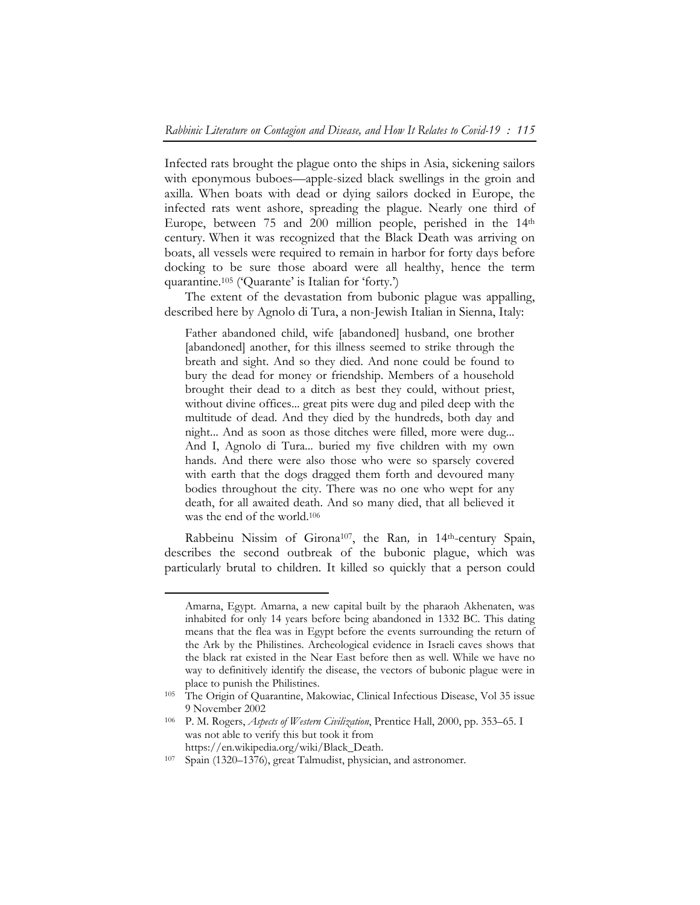Infected rats brought the plague onto the ships in Asia, sickening sailors with eponymous buboes—apple-sized black swellings in the groin and axilla. When boats with dead or dying sailors docked in Europe, the infected rats went ashore, spreading the plague. Nearly one third of Europe, between 75 and 200 million people, perished in the 14th century. When it was recognized that the Black Death was arriving on boats, all vessels were required to remain in harbor for forty days before docking to be sure those aboard were all healthy, hence the term quarantine.[105] ('Quarante' is Italian for 'forty.')

The extent of the devastation from bubonic plague was appalling, described here by Agnolo di Tura, a non-Jewish Italian in Sienna, Italy:

> Father abandoned child, wife [abandoned] husband, one brother [abandoned] another, for this illness seemed to strike through the breath and sight. And so they died. And none could be found to bury the dead for money or friendship. Members of a household brought their dead to a ditch as best they could, without priest, without divine offices... great pits were dug and piled deep with the multitude of dead. And they died by the hundreds, both day and night... And as soon as those ditches were filled, more were dug... And I, Agnolo di Tura... buried my five children with my own hands. And there were also those who were so sparsely covered with earth that the dogs dragged them forth and devoured many bodies throughout the city. There was no one who wept for any death, for all awaited death. And so many died, that all believed it was the end of the world.[106]

Rabbeinu Nissim of Girona[107], the Ran*,* in 14th-century Spain, describes the second outbreak of the bubonic plague, which was particularly brutal to children. It killed so quickly that a person could

---

Amarna, Egypt. Amarna, a new capital built by the pharaoh Akhenaten, was inhabited for only 14 years before being abandoned in 1332 BC. This dating means that the flea was in Egypt before the events surrounding the return of the Ark by the Philistines. Archeological evidence in Israeli caves shows that the black rat existed in the Near East before then as well. While we have no way to definitively identify the disease, the vectors of bubonic plague were in place to punish the Philistines.

[105] The Origin of Quarantine, Makowiac, Clinical Infectious Disease, Vol 35 issue 9 November 2002

[106] P. M. Rogers, *Aspects of Western Civilization*, Prentice Hall, 2000, pp. 353–65. I was not able to verify this but took it from https://en.wikipedia.org/wiki/Black_Death.

[107] Spain (1320–1376), great Talmudist, physician, and astronomer.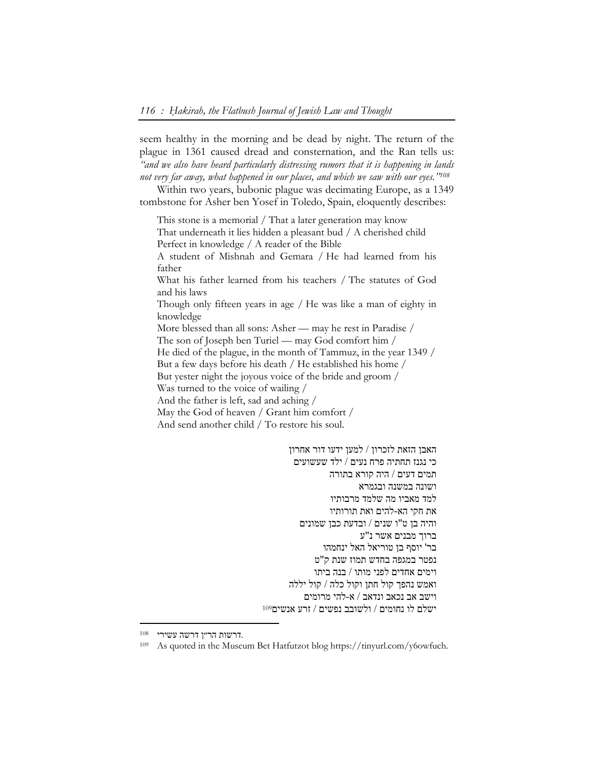seem healthy in the morning and be dead by night. The return of the plague in 1361 caused dread and consternation, and the Ran tells us: *"and we also have heard particularly distressing rumors that it is happening in lands not very far away, what happened in our places, and which we saw with our eyes."*[108]

Within two years, bubonic plague was decimating Europe, as a 1349 tombstone for Asher ben Yosef in Toledo, Spain, eloquently describes:

> This stone is a memorial / That a later generation may know
> That underneath it lies hidden a pleasant bud / A cherished child
> Perfect in knowledge / A reader of the Bible
> A student of Mishnah and Gemara / He had learned from his father
> What his father learned from his teachers / The statutes of God and his laws
> Though only fifteen years in age / He was like a man of eighty in knowledge
> More blessed than all sons: Asher — may he rest in Paradise /
> The son of Joseph ben Turiel — may God comfort him /
> He died of the plague, in the month of Tammuz, in the year 1349 /
> But a few days before his death / He established his home /
> But yester night the joyous voice of the bride and groom /
> Was turned to the voice of wailing /
> And the father is left, sad and aching /
> May the God of heaven / Grant him comfort /
> And send another child / To restore his soul.

האבן הזאת לזכרון / למען ידעו דור אחרון
כי נגנז תחתיה פרח נעים / ילד שעשועים
תמים דעים / היה קורא בתורה
ושונה במשנה ובגמרא
למד מאביו מה שלמד מרבותיו
את חקי הא-להים ואת תורותיו
והיה בן ט"ו שנים / ובדעת כבן שמונים
ברוך מבנים אשר נ"ע
בר' יוסף בן טוריאל האל ינחמהו
נפטר במגפה בחדש תמוז שנת ק"ט
וימים אחדים לפני מותו / בנה ביתו
ואמש נהפך קול חתן וקול כלה / קול יללה
וישב אב נכאב ונדאב / א-להי מרומים
ישלם לו נחומים / ולשובב נפשים / זרע אנשים[109]

---

[108] דרשות הר"ן דרשה עשירי.

[109] As quoted in the Museum Bet Hatfutzot blog https://tinyurl.com/y6owfuch.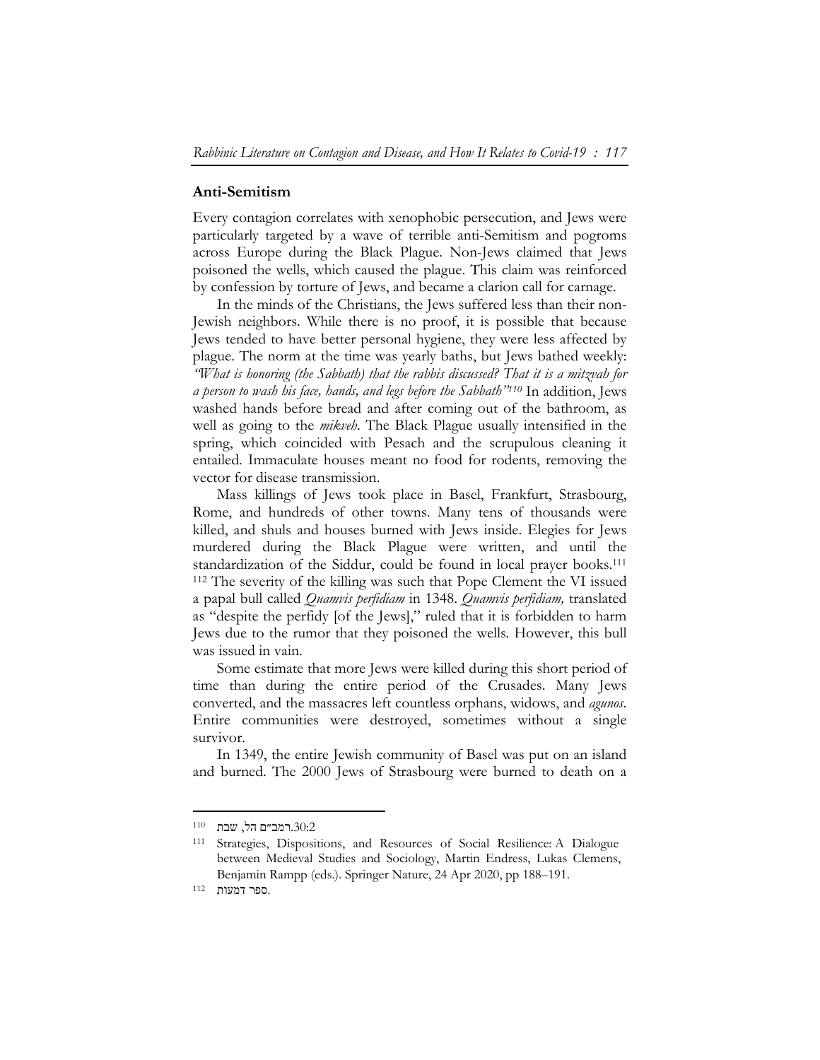## Anti-Semitism

Every contagion correlates with xenophobic persecution, and Jews were particularly targeted by a wave of terrible anti-Semitism and pogroms across Europe during the Black Plague. Non-Jews claimed that Jews poisoned the wells, which caused the plague. This claim was reinforced by confession by torture of Jews, and became a clarion call for carnage.

In the minds of the Christians, the Jews suffered less than their non-Jewish neighbors. While there is no proof, it is possible that because Jews tended to have better personal hygiene, they were less affected by plague. The norm at the time was yearly baths, but Jews bathed weekly: *"What is honoring (the Sabbath) that the rabbis discussed? That it is a mitzvah for a person to wash his face, hands, and legs before the Sabbath"*[110] In addition, Jews washed hands before bread and after coming out of the bathroom, as well as going to the *mikveh*. The Black Plague usually intensified in the spring, which coincided with Pesach and the scrupulous cleaning it entailed. Immaculate houses meant no food for rodents, removing the vector for disease transmission.

Mass killings of Jews took place in Basel, Frankfurt, Strasbourg, Rome, and hundreds of other towns. Many tens of thousands were killed, and shuls and houses burned with Jews inside. Elegies for Jews murdered during the Black Plague were written, and until the standardization of the Siddur, could be found in local prayer books.[111] [112] The severity of the killing was such that Pope Clement the VI issued a papal bull called *Quamvis perfidiam* in 1348. *Quamvis perfidiam,* translated as "despite the perfidy [of the Jews]," ruled that it is forbidden to harm Jews due to the rumor that they poisoned the wells. However, this bull was issued in vain.

Some estimate that more Jews were killed during this short period of time than during the entire period of the Crusades. Many Jews converted, and the massacres left countless orphans, widows, and *agunos*. Entire communities were destroyed, sometimes without a single survivor.

In 1349, the entire Jewish community of Basel was put on an island and burned. The 2000 Jews of Strasbourg were burned to death on a

---

[110] רמב"ם הל, שבת 30:2.

[111] Strategies, Dispositions, and Resources of Social Resilience: A Dialogue between Medieval Studies and Sociology, Martin Endress, Lukas Clemens, Benjamin Rampp (eds.). Springer Nature, 24 Apr 2020, pp 188–191.

[112] ספר דמעות.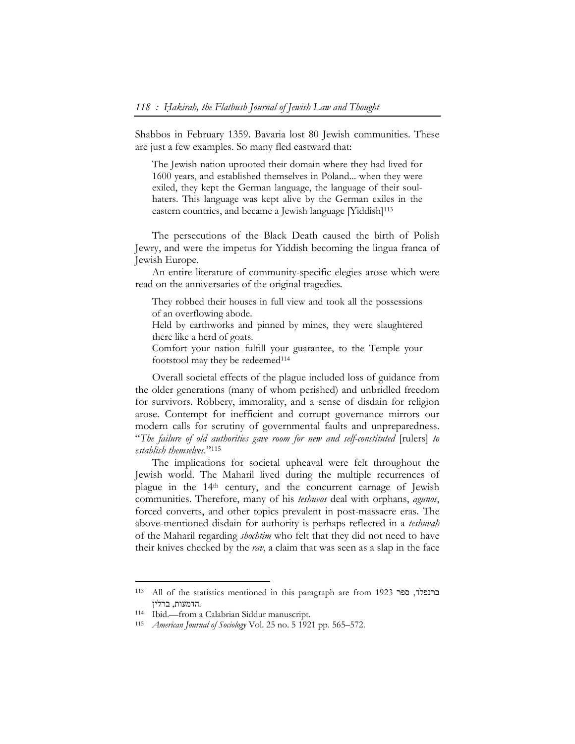Shabbos in February 1359. Bavaria lost 80 Jewish communities. These are just a few examples. So many fled eastward that:

> The Jewish nation uprooted their domain where they had lived for 1600 years, and established themselves in Poland... when they were exiled, they kept the German language, the language of their soul-haters. This language was kept alive by the German exiles in the eastern countries, and became a Jewish language [Yiddish][113]

The persecutions of the Black Death caused the birth of Polish Jewry, and were the impetus for Yiddish becoming the lingua franca of Jewish Europe.

An entire literature of community-specific elegies arose which were read on the anniversaries of the original tragedies.

> They robbed their houses in full view and took all the possessions of an overflowing abode.
> Held by earthworks and pinned by mines, they were slaughtered there like a herd of goats.
> Comfort your nation fulfill your guarantee, to the Temple your footstool may they be redeemed[114]

Overall societal effects of the plague included loss of guidance from the older generations (many of whom perished) and unbridled freedom for survivors. Robbery, immorality, and a sense of disdain for religion arose. Contempt for inefficient and corrupt governance mirrors our modern calls for scrutiny of governmental faults and unpreparedness. "*The failure of old authorities gave room for new and self-constituted* [rulers] *to establish themselves.*"[115]

The implications for societal upheaval were felt throughout the Jewish world. The Maharil lived during the multiple recurrences of plague in the 14th century, and the concurrent carnage of Jewish communities. Therefore, many of his *teshuvos* deal with orphans, *agunos*, forced converts, and other topics prevalent in post-massacre eras. The above-mentioned disdain for authority is perhaps reflected in a *teshuvah* of the Maharil regarding *shochtim* who felt that they did not need to have their knives checked by the *rav*, a claim that was seen as a slap in the face

---

[113] All of the statistics mentioned in this paragraph are from 1923 ברנפלד, ספר הדמעות, ברלין.

[114] Ibid.—from a Calabrian Siddur manuscript.

[115] *American Journal of Sociology* Vol. 25 no. 5 1921 pp. 565–572.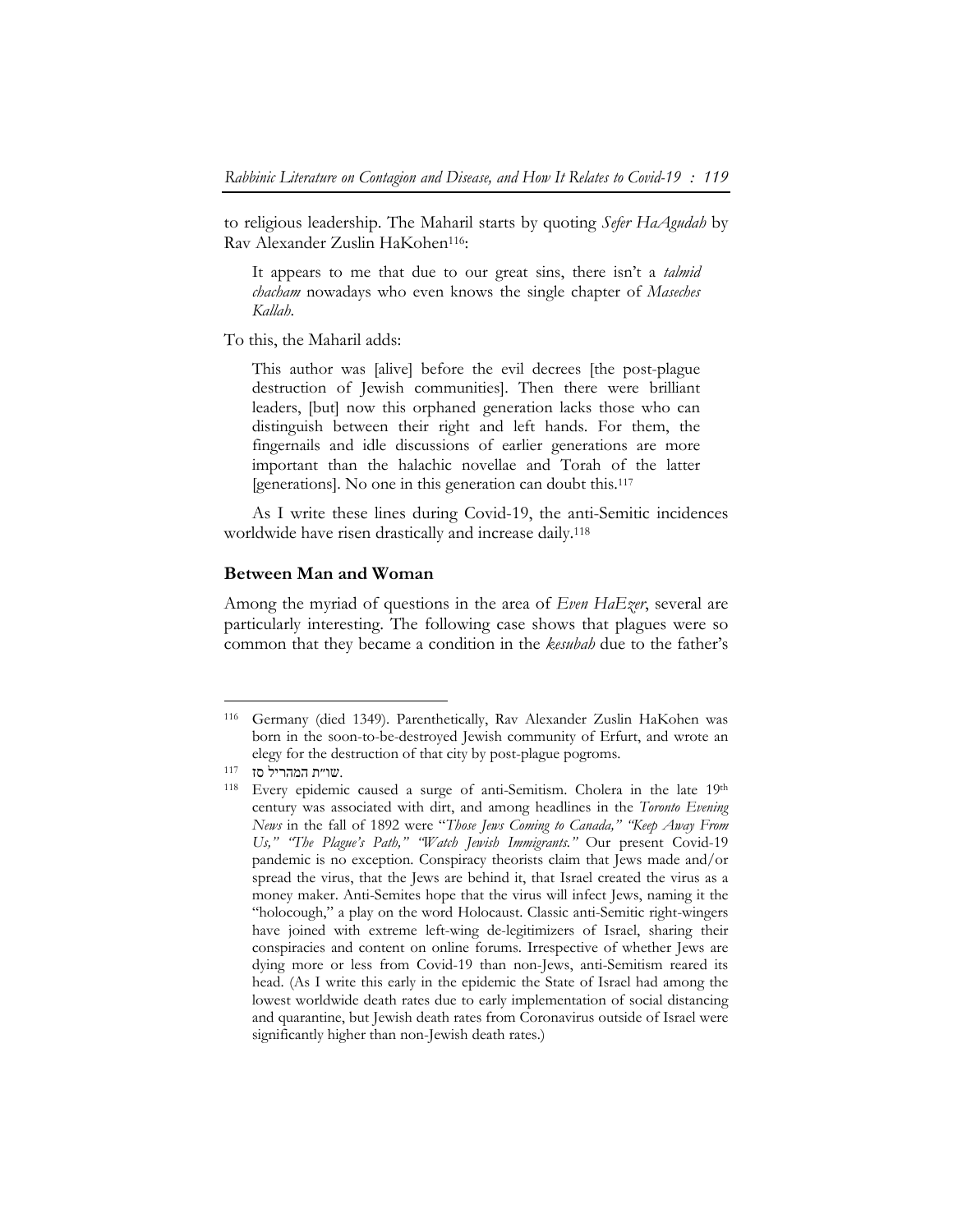to religious leadership. The Maharil starts by quoting *Sefer HaAgudah* by Rav Alexander Zuslin HaKohen[116]:

> It appears to me that due to our great sins, there isn't a *talmid chacham* nowadays who even knows the single chapter of *Maseches Kallah*.

To this, the Maharil adds:

> This author was [alive] before the evil decrees [the post-plague destruction of Jewish communities]. Then there were brilliant leaders, [but] now this orphaned generation lacks those who can distinguish between their right and left hands. For them, the fingernails and idle discussions of earlier generations are more important than the halachic novellae and Torah of the latter [generations]. No one in this generation can doubt this.[117]

As I write these lines during Covid-19, the anti-Semitic incidences worldwide have risen drastically and increase daily.[118]

### Between Man and Woman

Among the myriad of questions in the area of *Even HaEzer*, several are particularly interesting. The following case shows that plagues were so common that they became a condition in the *kesubah* due to the father's

---

[116] Germany (died 1349). Parenthetically, Rav Alexander Zuslin HaKohen was born in the soon-to-be-destroyed Jewish community of Erfurt, and wrote an elegy for the destruction of that city by post-plague pogroms.

[117] שו"ת המהריל סז.

[118] Every epidemic caused a surge of anti-Semitism. Cholera in the late 19th century was associated with dirt, and among headlines in the *Toronto Evening News* in the fall of 1892 were "*Those Jews Coming to Canada," "Keep Away From Us," "The Plague's Path," "Watch Jewish Immigrants."* Our present Covid-19 pandemic is no exception. Conspiracy theorists claim that Jews made and/or spread the virus, that the Jews are behind it, that Israel created the virus as a money maker. Anti-Semites hope that the virus will infect Jews, naming it the "holocough," a play on the word Holocaust. Classic anti-Semitic right-wingers have joined with extreme left-wing de-legitimizers of Israel, sharing their conspiracies and content on online forums. Irrespective of whether Jews are dying more or less from Covid-19 than non-Jews, anti-Semitism reared its head. (As I write this early in the epidemic the State of Israel had among the lowest worldwide death rates due to early implementation of social distancing and quarantine, but Jewish death rates from Coronavirus outside of Israel were significantly higher than non-Jewish death rates.)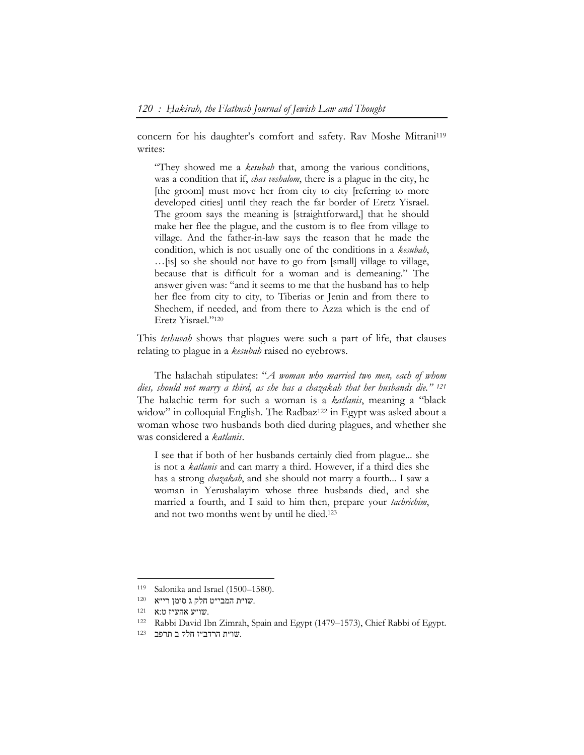concern for his daughter's comfort and safety. Rav Moshe Mitrani[119] writes:

> "They showed me a *kesubah* that, among the various conditions, was a condition that if, *chas veshalom*, there is a plague in the city, he [the groom] must move her from city to city [referring to more developed cities] until they reach the far border of Eretz Yisrael. The groom says the meaning is [straightforward,] that he should make her flee the plague, and the custom is to flee from village to village. And the father-in-law says the reason that he made the condition, which is not usually one of the conditions in a *kesubah*, …[is] so she should not have to go from [small] village to village, because that is difficult for a woman and is demeaning." The answer given was: "and it seems to me that the husband has to help her flee from city to city, to Tiberias or Jenin and from there to Shechem, if needed, and from there to Azza which is the end of Eretz Yisrael."[120]

This *teshuvah* shows that plagues were such a part of life, that clauses relating to plague in a *kesubah* raised no eyebrows.

The halachah stipulates: "*A woman who married two men, each of whom dies, should not marry a third, as she has a chazakah that her husbands die.*"[121] The halachic term for such a woman is a *katlanis*, meaning a "black widow" in colloquial English. The Radbaz[122] in Egypt was asked about a woman whose two husbands both died during plagues, and whether she was considered a *katlanis*.

> I see that if both of her husbands certainly died from plague... she is not a *katlanis* and can marry a third. However, if a third dies she has a strong *chazakah*, and she should not marry a fourth... I saw a woman in Yerushalayim whose three husbands died, and she married a fourth, and I said to him then, prepare your *tachrichim*, and not two months went by until he died.[123]

---

119 Salonika and Israel (1500–1580).

120 שו"ת המבי"ט חלק ג סימן רי"א.

121 שו"ע אהע"ז ט:א.

122 Rabbi David Ibn Zimrah, Spain and Egypt (1479–1573), Chief Rabbi of Egypt.

123 שו"ת הרדב"ז חלק ב תרפב.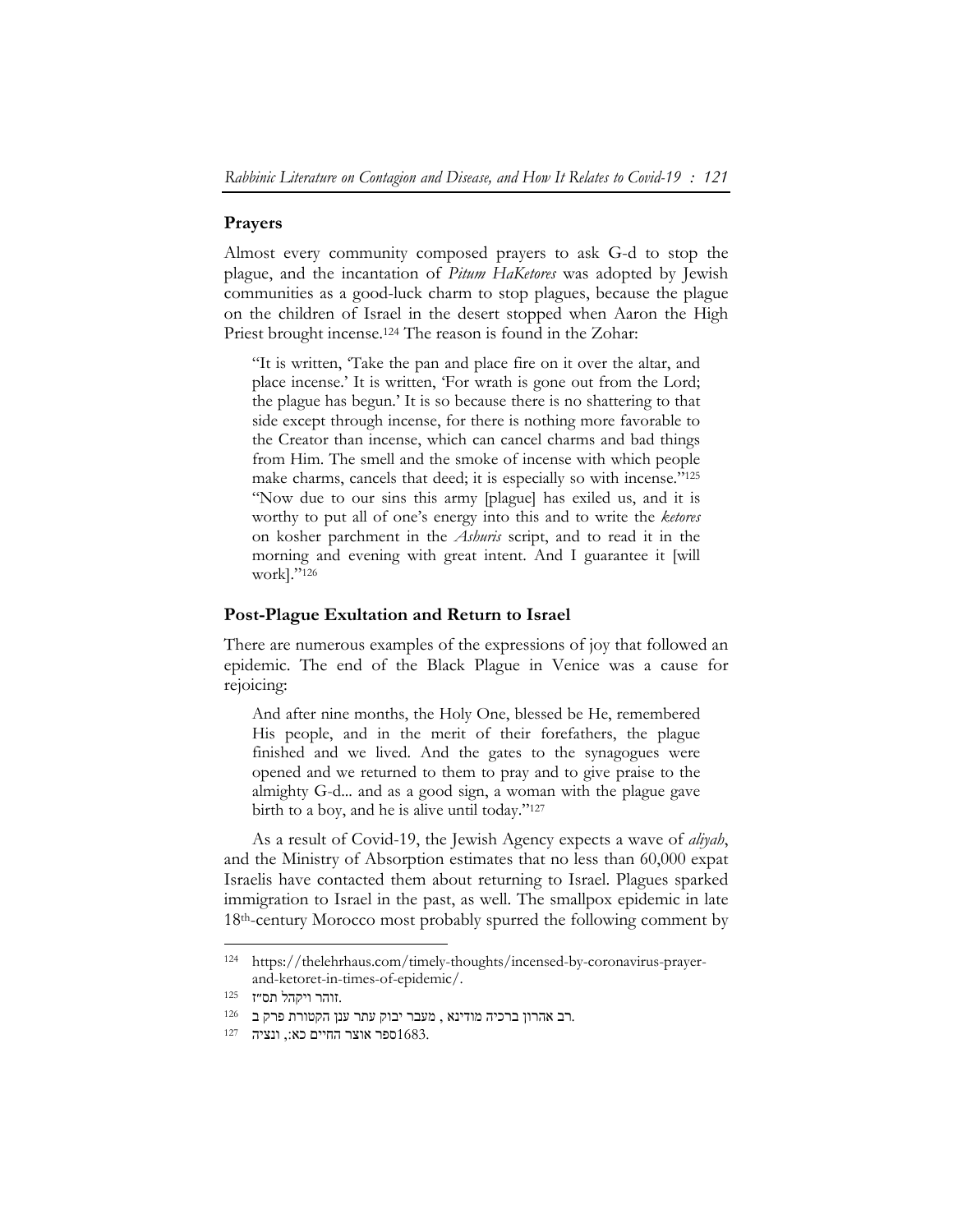## Prayers

Almost every community composed prayers to ask G-d to stop the plague, and the incantation of *Pitum HaKetores* was adopted by Jewish communities as a good-luck charm to stop plagues, because the plague on the children of Israel in the desert stopped when Aaron the High Priest brought incense.[124] The reason is found in the Zohar:

> "It is written, 'Take the pan and place fire on it over the altar, and place incense.' It is written, 'For wrath is gone out from the Lord; the plague has begun.' It is so because there is no shattering to that side except through incense, for there is nothing more favorable to the Creator than incense, which can cancel charms and bad things from Him. The smell and the smoke of incense with which people make charms, cancels that deed; it is especially so with incense."[125]
>
> "Now due to our sins this army [plague] has exiled us, and it is worthy to put all of one's energy into this and to write the *ketores* on kosher parchment in the *Ashuris* script, and to read it in the morning and evening with great intent. And I guarantee it [will work]."[126]

## Post-Plague Exultation and Return to Israel

There are numerous examples of the expressions of joy that followed an epidemic. The end of the Black Plague in Venice was a cause for rejoicing:

> And after nine months, the Holy One, blessed be He, remembered His people, and in the merit of their forefathers, the plague finished and we lived. And the gates to the synagogues were opened and we returned to them to pray and to give praise to the almighty G-d... and as a good sign, a woman with the plague gave birth to a boy, and he is alive until today."[127]

As a result of Covid-19, the Jewish Agency expects a wave of *aliyah*, and the Ministry of Absorption estimates that no less than 60,000 expat Israelis have contacted them about returning to Israel. Plagues sparked immigration to Israel in the past, as well. The smallpox epidemic in late 18th-century Morocco most probably spurred the following comment by

---

[124] https://thelehrhaus.com/timely-thoughts/incensed-by-coronavirus-prayer-and-ketoret-in-times-of-epidemic/.

[125] זוהר ויקהל תס"ז.

[126] רב אהרון ברכיה מודינא , מעבר יבוק עתר ענן הקטורת פרק ב.

[127] ספר אוצר החיים כא:, ונציה 1683.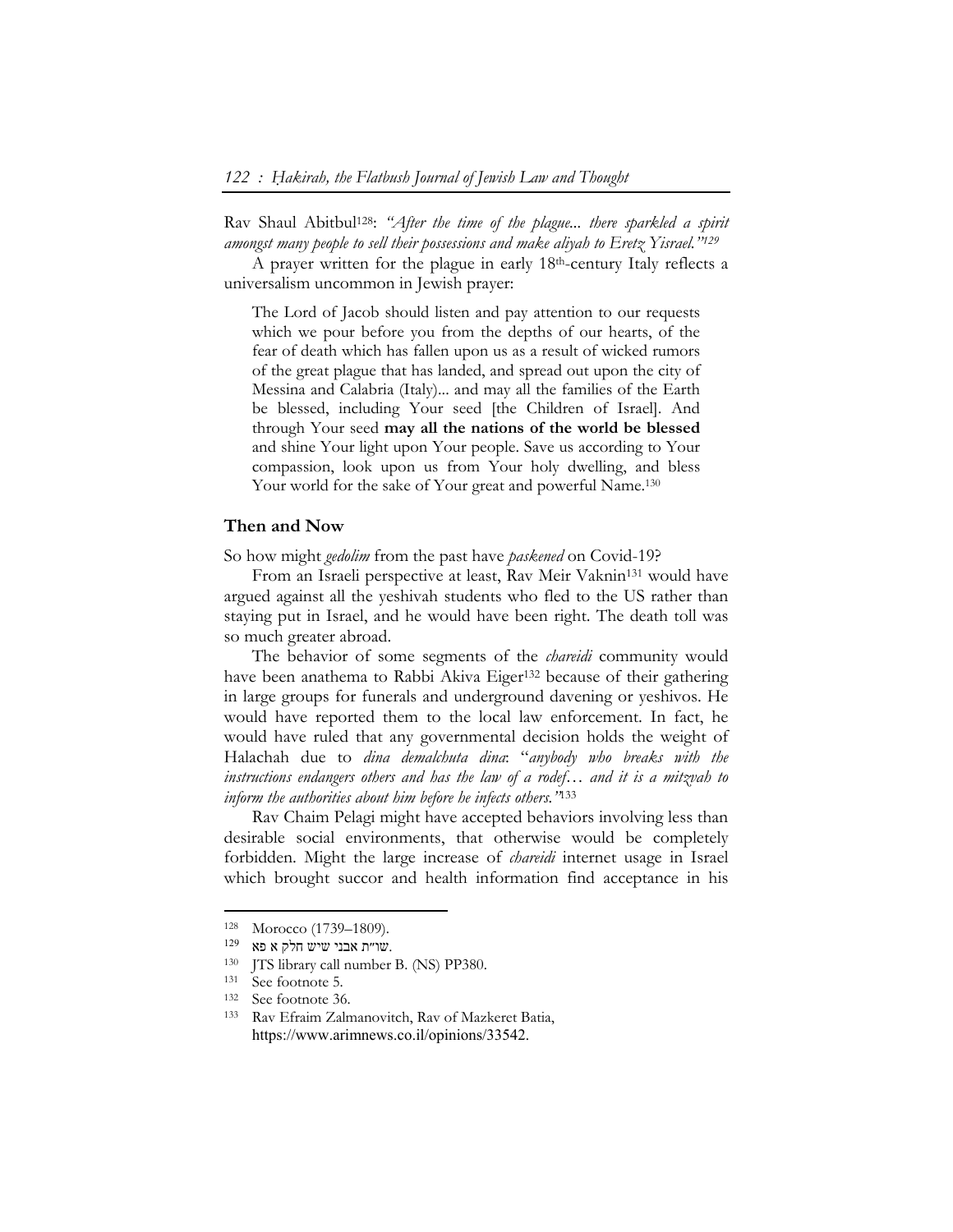Rav Shaul Abitbul[128]: *"After the time of the plague... there sparkled a spirit amongst many people to sell their possessions and make aliyah to Eretz Yisrael."*[129]

A prayer written for the plague in early 18th-century Italy reflects a universalism uncommon in Jewish prayer:

> The Lord of Jacob should listen and pay attention to our requests which we pour before you from the depths of our hearts, of the fear of death which has fallen upon us as a result of wicked rumors of the great plague that has landed, and spread out upon the city of Messina and Calabria (Italy)... and may all the families of the Earth be blessed, including Your seed [the Children of Israel]. And through Your seed **may all the nations of the world be blessed** and shine Your light upon Your people. Save us according to Your compassion, look upon us from Your holy dwelling, and bless Your world for the sake of Your great and powerful Name.[130]

## Then and Now

So how might *gedolim* from the past have *paskened* on Covid-19?

From an Israeli perspective at least, Rav Meir Vaknin[131] would have argued against all the yeshivah students who fled to the US rather than staying put in Israel, and he would have been right. The death toll was so much greater abroad.

The behavior of some segments of the *chareidi* community would have been anathema to Rabbi Akiva Eiger[132] because of their gathering in large groups for funerals and underground davening or yeshivos. He would have reported them to the local law enforcement. In fact, he would have ruled that any governmental decision holds the weight of Halachah due to *dina demalchuta dina*: "*anybody who breaks with the instructions endangers others and has the law of a rodef… and it is a mitzvah to inform the authorities about him before he infects others."*[133]

Rav Chaim Pelagi might have accepted behaviors involving less than desirable social environments, that otherwise would be completely forbidden. Might the large increase of *chareidi* internet usage in Israel which brought succor and health information find acceptance in his

---

[128] Morocco (1739–1809).

[129] שו"ת אבני שיש חלק א פא.

[130] JTS library call number B. (NS) PP380.

[131] See footnote 5.

[132] See footnote 36.

[133] Rav Efraim Zalmanovitch, Rav of Mazkeret Batia, https://www.arimnews.co.il/opinions/33542.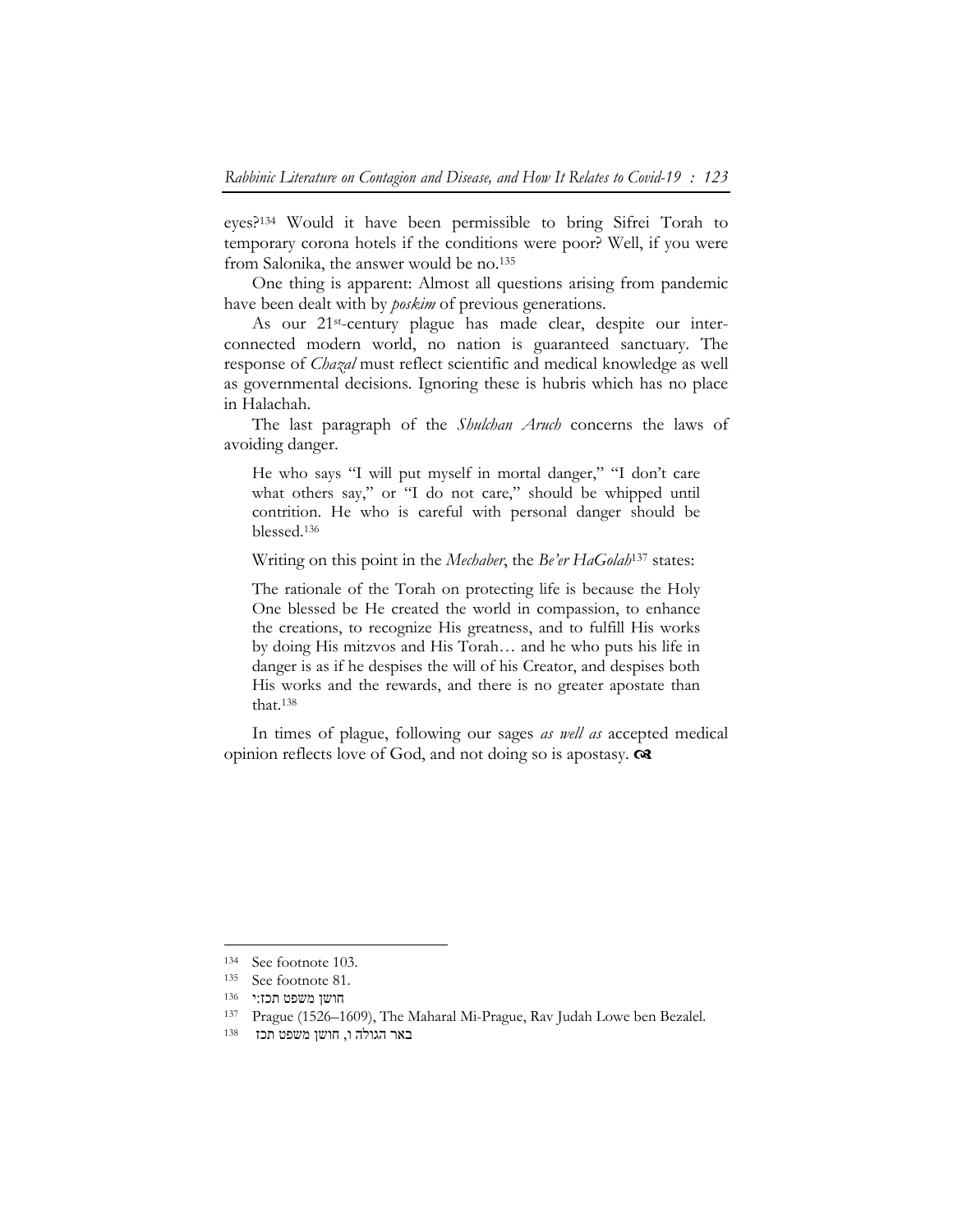eyes?[134] Would it have been permissible to bring Sifrei Torah to temporary corona hotels if the conditions were poor? Well, if you were from Salonika, the answer would be no.[135]

One thing is apparent: Almost all questions arising from pandemic have been dealt with by *poskim* of previous generations.

As our 21st-century plague has made clear, despite our interconnected modern world, no nation is guaranteed sanctuary. The response of *Chazal* must reflect scientific and medical knowledge as well as governmental decisions. Ignoring these is hubris which has no place in Halachah.

The last paragraph of the *Shulchan Aruch* concerns the laws of avoiding danger.

> He who says "I will put myself in mortal danger," "I don't care what others say," or "I do not care," should be whipped until contrition. He who is careful with personal danger should be blessed.[136]

Writing on this point in the *Mechaber*, the *Be'er HaGolah*[137] states:

> The rationale of the Torah on protecting life is because the Holy One blessed be He created the world in compassion, to enhance the creations, to recognize His greatness, and to fulfill His works by doing His mitzvos and His Torah… and he who puts his life in danger is as if he despises the will of his Creator, and despises both His works and the rewards, and there is no greater apostate than that.[138]

In times of plague, following our sages *as well as* accepted medical opinion reflects love of God, and not doing so is apostasy. ☙

---

134 See footnote 103.

135 See footnote 81.

136 חושן משפט תכז:י

137 Prague (1526–1609), The Maharal Mi-Prague, Rav Judah Lowe ben Bezalel.

138 באר הגולה ו, חושן משפט תכז